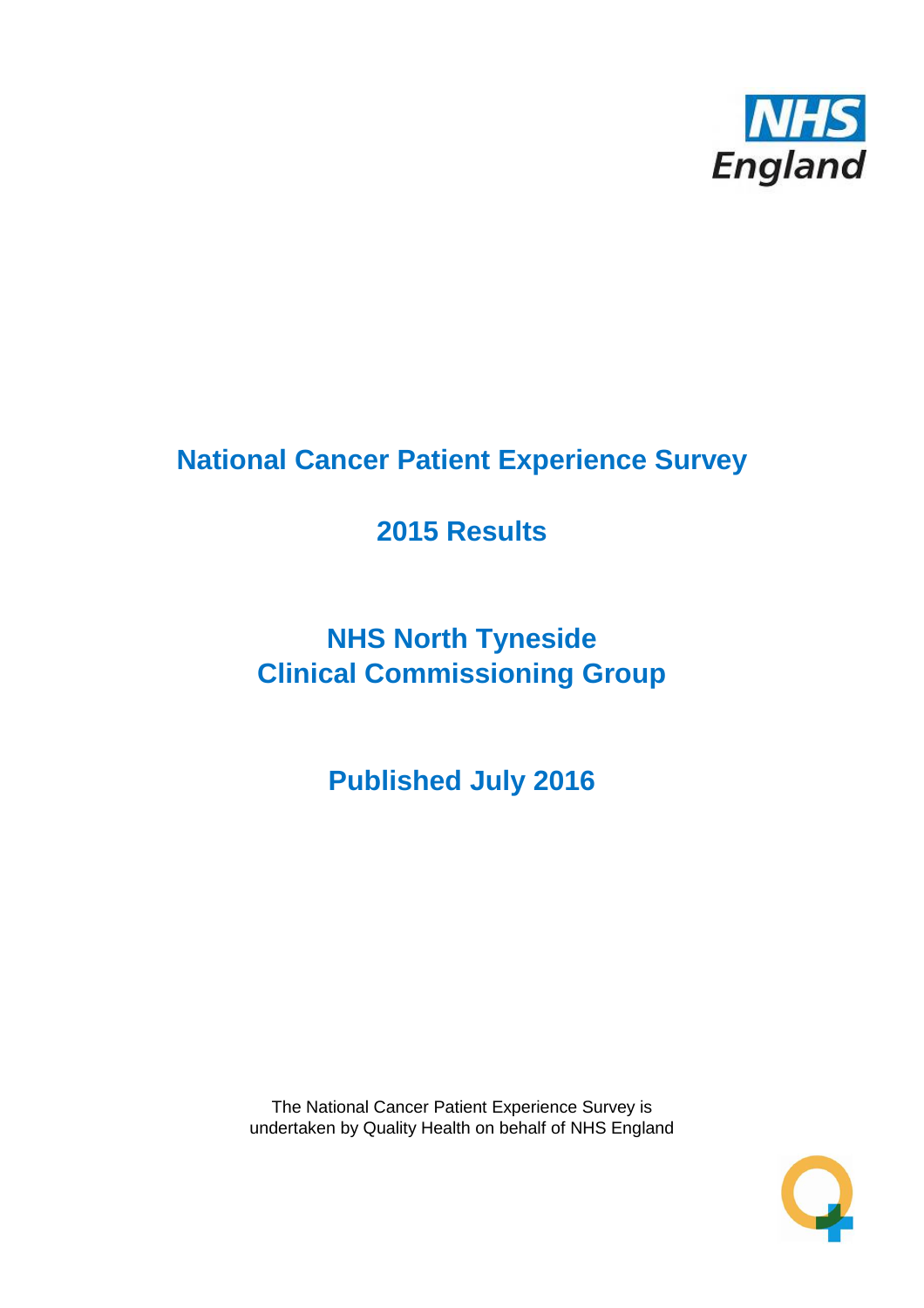NHS England

# National Cancer Patient Experience Survey

## 2015 Results

## NHS North Tyneside Clinical Commissioning Group

## Published July 2016

The National Cancer Patient Experience Survey is undertaken by Quality Health on behalf of NHS England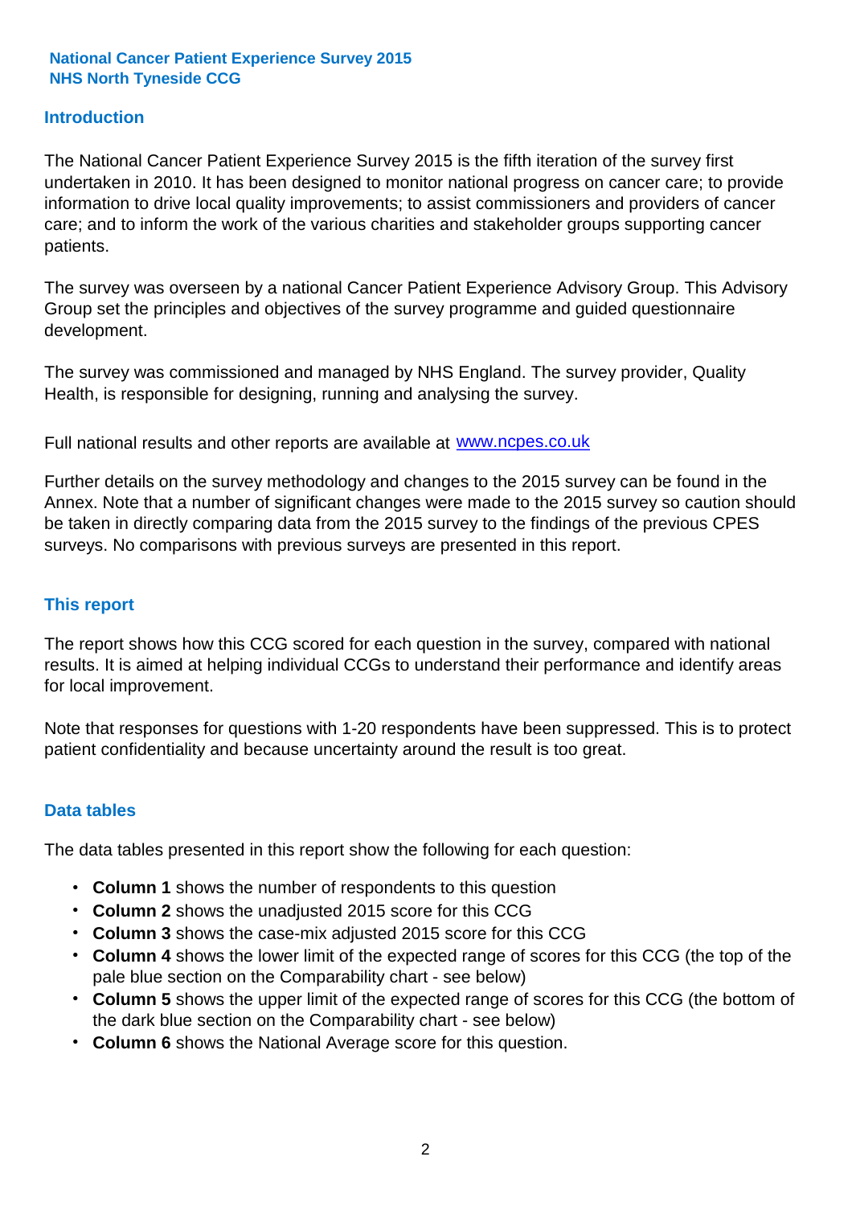**National Cancer Patient Experience Survey 2015**
**NHS North Tyneside CCG**

## Introduction

The National Cancer Patient Experience Survey 2015 is the fifth iteration of the survey first undertaken in 2010. It has been designed to monitor national progress on cancer care; to provide information to drive local quality improvements; to assist commissioners and providers of cancer care; and to inform the work of the various charities and stakeholder groups supporting cancer patients.

The survey was overseen by a national Cancer Patient Experience Advisory Group. This Advisory Group set the principles and objectives of the survey programme and guided questionnaire development.

The survey was commissioned and managed by NHS England. The survey provider, Quality Health, is responsible for designing, running and analysing the survey.

Full national results and other reports are available at www.ncpes.co.uk

Further details on the survey methodology and changes to the 2015 survey can be found in the Annex. Note that a number of significant changes were made to the 2015 survey so caution should be taken in directly comparing data from the 2015 survey to the findings of the previous CPES surveys. No comparisons with previous surveys are presented in this report.

## This report

The report shows how this CCG scored for each question in the survey, compared with national results. It is aimed at helping individual CCGs to understand their performance and identify areas for local improvement.

Note that responses for questions with 1-20 respondents have been suppressed. This is to protect patient confidentiality and because uncertainty around the result is too great.

## Data tables

The data tables presented in this report show the following for each question:

- **Column 1** shows the number of respondents to this question
- **Column 2** shows the unadjusted 2015 score for this CCG
- **Column 3** shows the case-mix adjusted 2015 score for this CCG
- **Column 4** shows the lower limit of the expected range of scores for this CCG (the top of the pale blue section on the Comparability chart - see below)
- **Column 5** shows the upper limit of the expected range of scores for this CCG (the bottom of the dark blue section on the Comparability chart - see below)
- **Column 6** shows the National Average score for this question.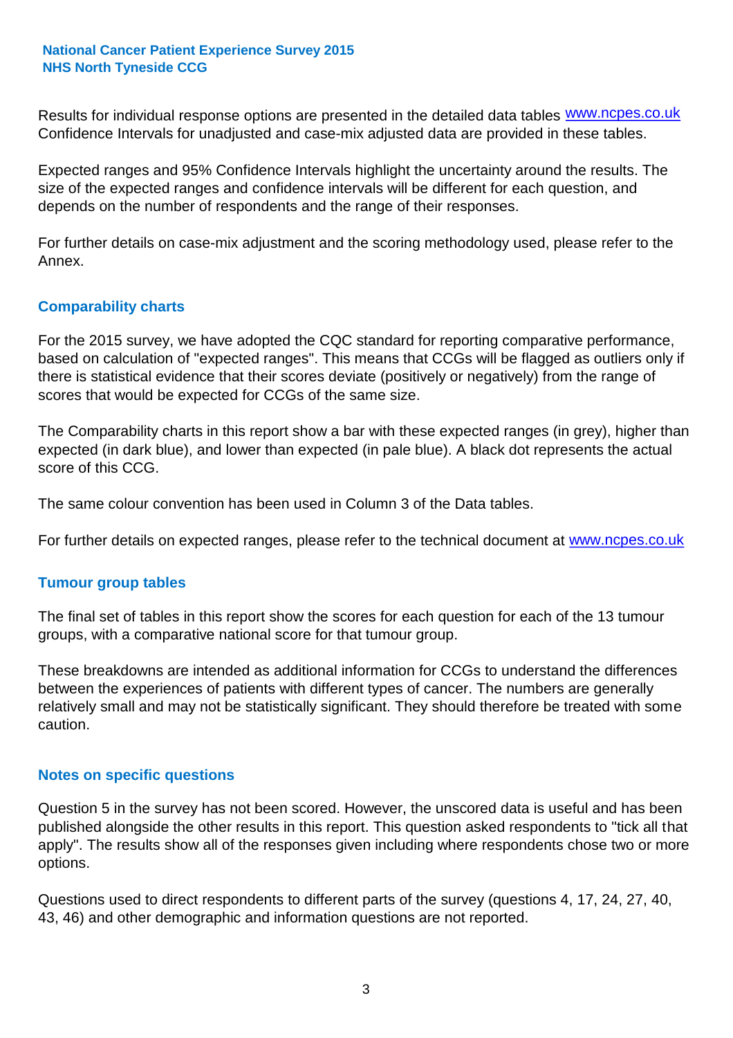Results for individual response options are presented in the detailed data tables www.ncpes.co.uk Confidence Intervals for unadjusted and case-mix adjusted data are provided in these tables.

Expected ranges and 95% Confidence Intervals highlight the uncertainty around the results. The size of the expected ranges and confidence intervals will be different for each question, and depends on the number of respondents and the range of their responses.

For further details on case-mix adjustment and the scoring methodology used, please refer to the Annex.

## Comparability charts

For the 2015 survey, we have adopted the CQC standard for reporting comparative performance, based on calculation of "expected ranges". This means that CCGs will be flagged as outliers only if there is statistical evidence that their scores deviate (positively or negatively) from the range of scores that would be expected for CCGs of the same size.

The Comparability charts in this report show a bar with these expected ranges (in grey), higher than expected (in dark blue), and lower than expected (in pale blue). A black dot represents the actual score of this CCG.

The same colour convention has been used in Column 3 of the Data tables.

For further details on expected ranges, please refer to the technical document at www.ncpes.co.uk

## Tumour group tables

The final set of tables in this report show the scores for each question for each of the 13 tumour groups, with a comparative national score for that tumour group.

These breakdowns are intended as additional information for CCGs to understand the differences between the experiences of patients with different types of cancer. The numbers are generally relatively small and may not be statistically significant. They should therefore be treated with some caution.

## Notes on specific questions

Question 5 in the survey has not been scored. However, the unscored data is useful and has been published alongside the other results in this report. This question asked respondents to "tick all that apply". The results show all of the responses given including where respondents chose two or more options.

Questions used to direct respondents to different parts of the survey (questions 4, 17, 24, 27, 40, 43, 46) and other demographic and information questions are not reported.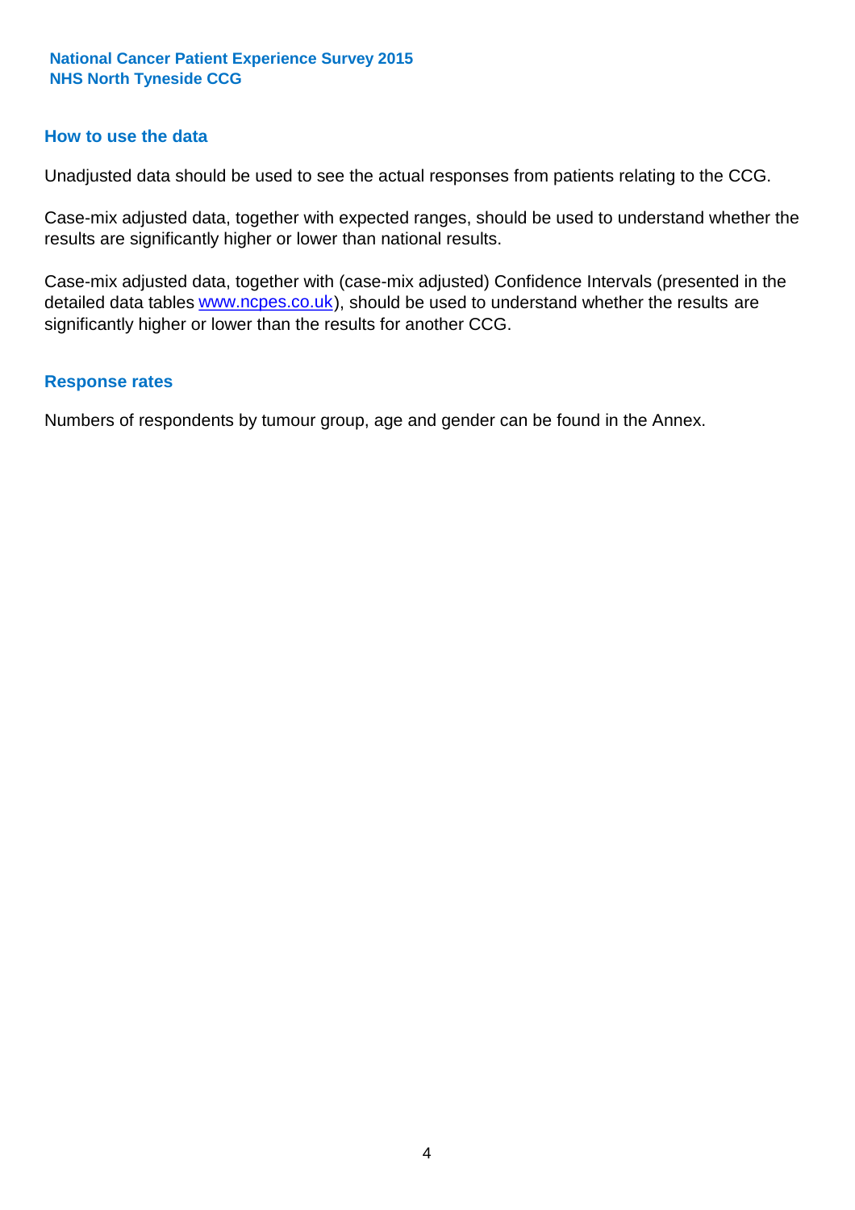## How to use the data

Unadjusted data should be used to see the actual responses from patients relating to the CCG.

Case-mix adjusted data, together with expected ranges, should be used to understand whether the results are significantly higher or lower than national results.

Case-mix adjusted data, together with (case-mix adjusted) Confidence Intervals (presented in the detailed data tables www.ncpes.co.uk), should be used to understand whether the results are significantly higher or lower than the results for another CCG.

## Response rates

Numbers of respondents by tumour group, age and gender can be found in the Annex.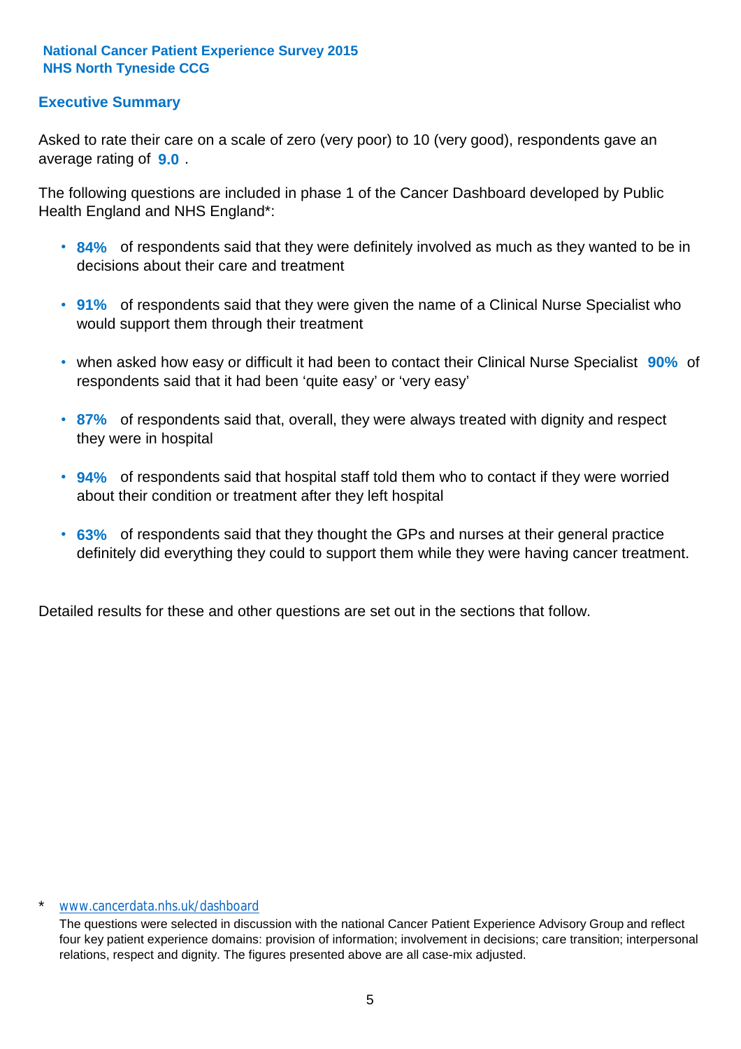**National Cancer Patient Experience Survey 2015**
**NHS North Tyneside CCG**

## Executive Summary

Asked to rate their care on a scale of zero (very poor) to 10 (very good), respondents gave an average rating of **9.0** .

The following questions are included in phase 1 of the Cancer Dashboard developed by Public Health England and NHS England*:

- **84%** of respondents said that they were definitely involved as much as they wanted to be in decisions about their care and treatment
- **91%** of respondents said that they were given the name of a Clinical Nurse Specialist who would support them through their treatment
- when asked how easy or difficult it had been to contact their Clinical Nurse Specialist **90%** of respondents said that it had been 'quite easy' or 'very easy'
- **87%** of respondents said that, overall, they were always treated with dignity and respect they were in hospital
- **94%** of respondents said that hospital staff told them who to contact if they were worried about their condition or treatment after they left hospital
- **63%** of respondents said that they thought the GPs and nurses at their general practice definitely did everything they could to support them while they were having cancer treatment.

Detailed results for these and other questions are set out in the sections that follow.

\* www.cancerdata.nhs.uk/dashboard

The questions were selected in discussion with the national Cancer Patient Experience Advisory Group and reflect four key patient experience domains: provision of information; involvement in decisions; care transition; interpersonal relations, respect and dignity. The figures presented above are all case-mix adjusted.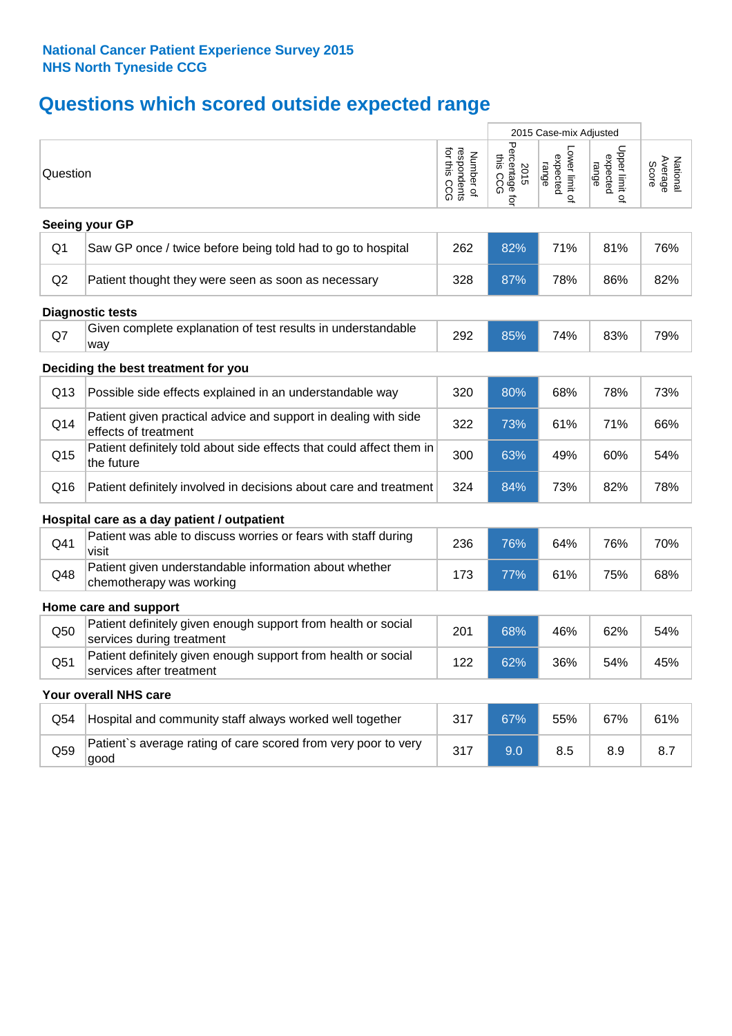**National Cancer Patient Experience Survey 2015**
**NHS North Tyneside CCG**

# Questions which scored outside expected range

| | Question | Number of respondents for this CCG | 2015 Case-mix Adjusted: 2015 Percentage for this CCG | 2015 Case-mix Adjusted: Lower limit of expected range | 2015 Case-mix Adjusted: Upper limit of expected range | National Average Score |
|---|---|---|---|---|---|---|
| **Seeing your GP** | | | | | | |
| Q1 | Saw GP once / twice before being told had to go to hospital | 262 | 82% | 71% | 81% | 76% |
| Q2 | Patient thought they were seen as soon as necessary | 328 | 87% | 78% | 86% | 82% |
| **Diagnostic tests** | | | | | | |
| Q7 | Given complete explanation of test results in understandable way | 292 | 85% | 74% | 83% | 79% |
| **Deciding the best treatment for you** | | | | | | |
| Q13 | Possible side effects explained in an understandable way | 320 | 80% | 68% | 78% | 73% |
| Q14 | Patient given practical advice and support in dealing with side effects of treatment | 322 | 73% | 61% | 71% | 66% |
| Q15 | Patient definitely told about side effects that could affect them in the future | 300 | 63% | 49% | 60% | 54% |
| Q16 | Patient definitely involved in decisions about care and treatment | 324 | 84% | 73% | 82% | 78% |
| **Hospital care as a day patient / outpatient** | | | | | | |
| Q41 | Patient was able to discuss worries or fears with staff during visit | 236 | 76% | 64% | 76% | 70% |
| Q48 | Patient given understandable information about whether chemotherapy was working | 173 | 77% | 61% | 75% | 68% |
| **Home care and support** | | | | | | |
| Q50 | Patient definitely given enough support from health or social services during treatment | 201 | 68% | 46% | 62% | 54% |
| Q51 | Patient definitely given enough support from health or social services after treatment | 122 | 62% | 36% | 54% | 45% |
| **Your overall NHS care** | | | | | | |
| Q54 | Hospital and community staff always worked well together | 317 | 67% | 55% | 67% | 61% |
| Q59 | Patient`s average rating of care scored from very poor to very good | 317 | 9.0 | 8.5 | 8.9 | 8.7 |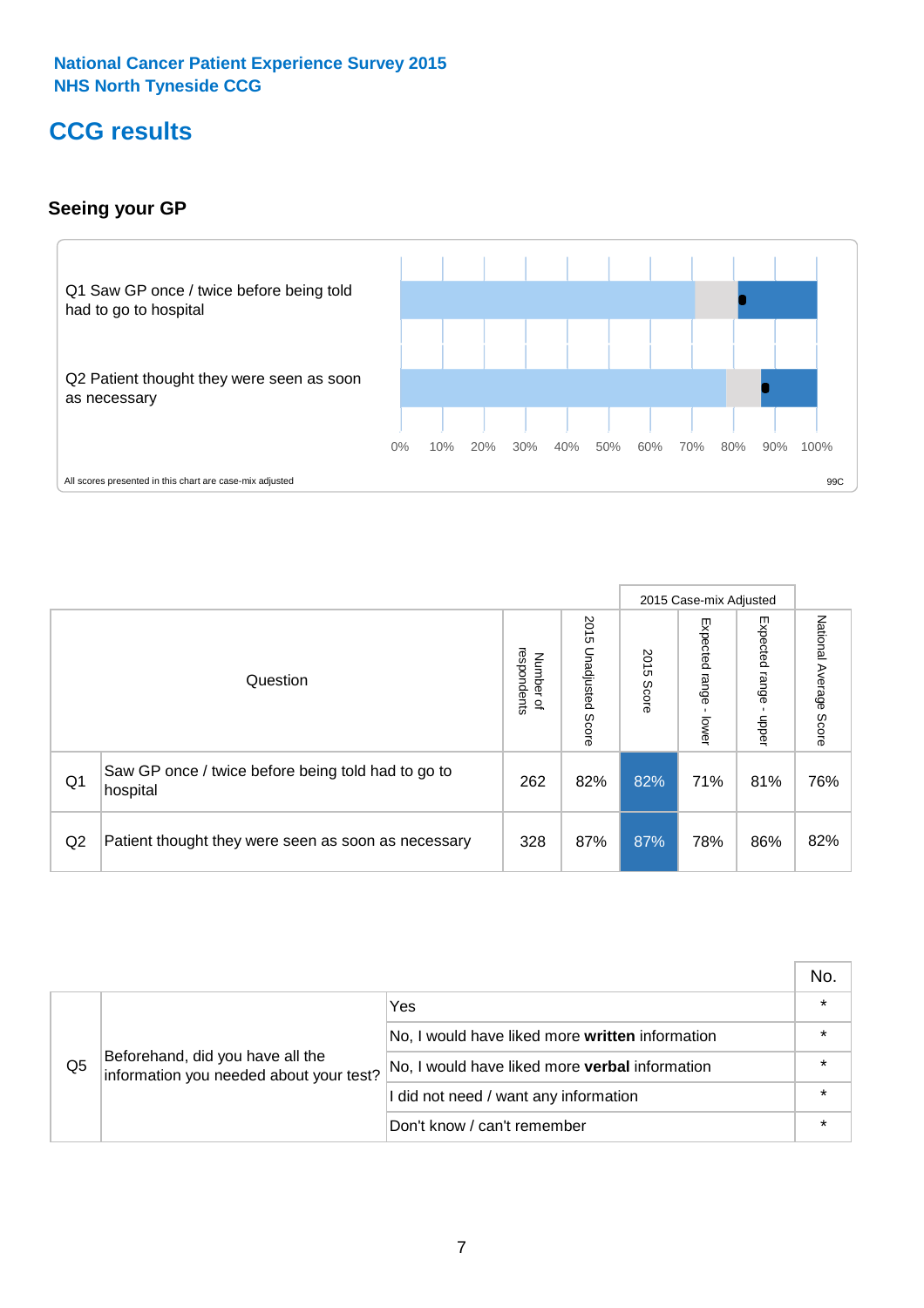National Cancer Patient Experience Survey 2015
NHS North Tyneside CCG

# CCG results

## Seeing your GP

Q1 Saw GP once / twice before being told had to go to hospital

Q2 Patient thought they were seen as soon as necessary

0% 10% 20% 30% 40% 50% 60% 70% 80% 90% 100%

All scores presented in this chart are case-mix adjusted

99C

| | Question | Number of respondents | 2015 Unadjusted Score | 2015 Case-mix Adjusted: 2015 Score | 2015 Case-mix Adjusted: Expected range - lower | 2015 Case-mix Adjusted: Expected range - upper | National Average Score |
|---|---|---|---|---|---|---|---|
| Q1 | Saw GP once / twice before being told had to go to hospital | 262 | 82% | 82% | 71% | 81% | 76% |
| Q2 | Patient thought they were seen as soon as necessary | 328 | 87% | 87% | 78% | 86% | 82% |

| | | | No. |
|---|---|---|---|
| Q5 | Beforehand, did you have all the information you needed about your test? | Yes | * |
| | | No, I would have liked more **written** information | * |
| | | No, I would have liked more **verbal** information | * |
| | | I did not need / want any information | * |
| | | Don't know / can't remember | * |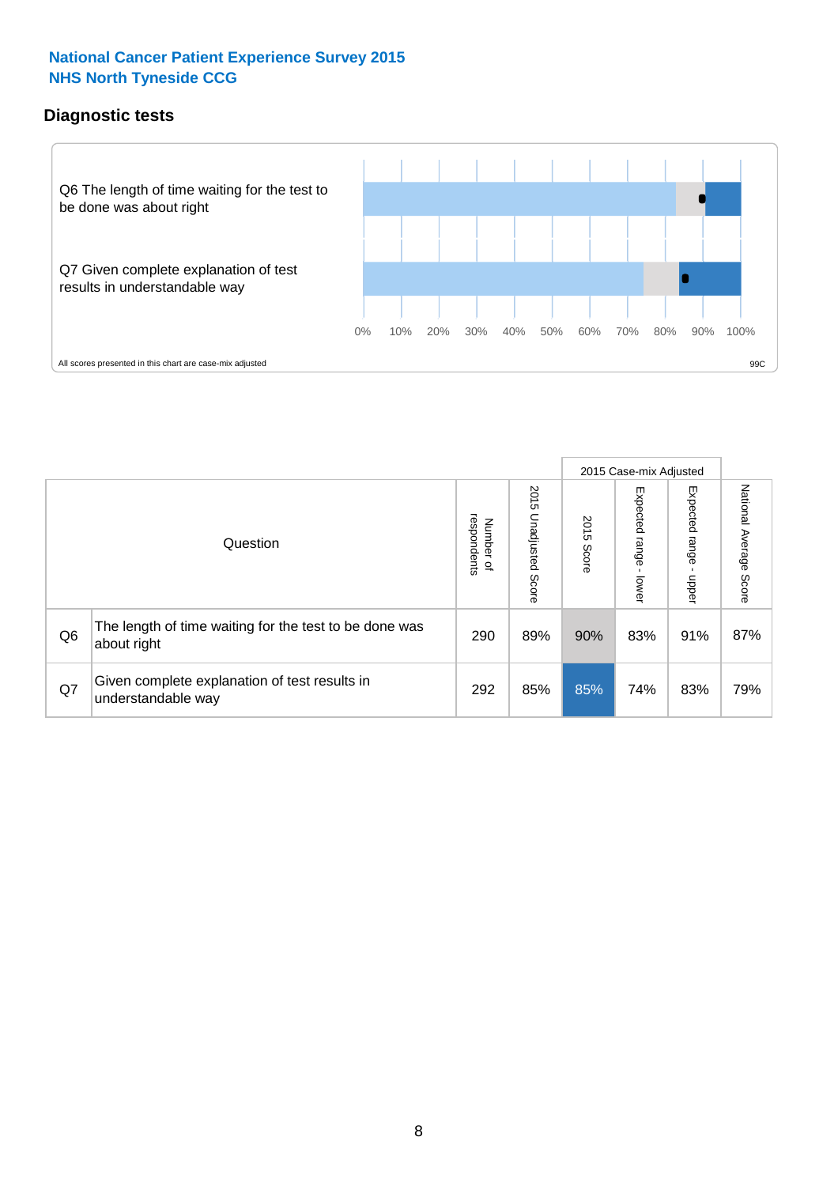National Cancer Patient Experience Survey 2015
NHS North Tyneside CCG

## Diagnostic tests

Q6 The length of time waiting for the test to be done was about right

Q7 Given complete explanation of test results in understandable way

0% 10% 20% 30% 40% 50% 60% 70% 80% 90% 100%

All scores presented in this chart are case-mix adjusted

99C

| | | | | 2015 Case-mix Adjusted | | | |
|---|---|---|---|---|---|---|---|
| Question | | Number of respondents | 2015 Unadjusted Score | 2015 Score | Expected range - lower | Expected range - upper | National Average Score |
| Q6 | The length of time waiting for the test to be done was about right | 290 | 89% | 90% | 83% | 91% | 87% |
| Q7 | Given complete explanation of test results in understandable way | 292 | 85% | 85% | 74% | 83% | 79% |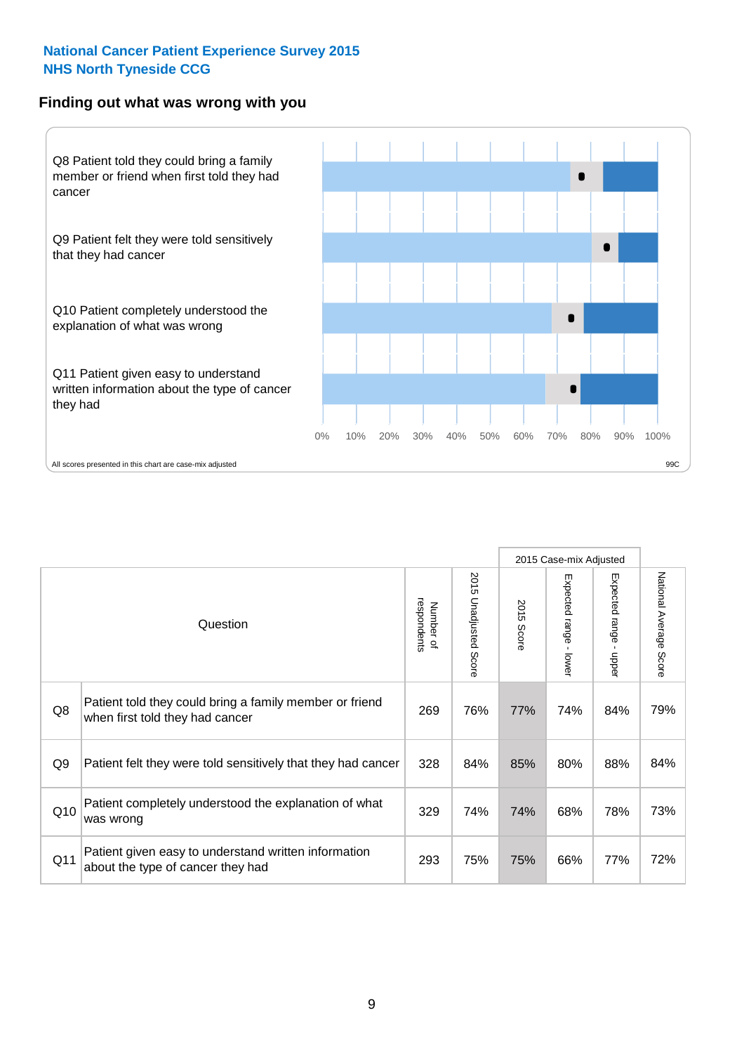**National Cancer Patient Experience Survey 2015**
**NHS North Tyneside CCG**

## Finding out what was wrong with you

Q8 Patient told they could bring a family member or friend when first told they had cancer

Q9 Patient felt they were told sensitively that they had cancer

Q10 Patient completely understood the explanation of what was wrong

Q11 Patient given easy to understand written information about the type of cancer they had

0% 10% 20% 30% 40% 50% 60% 70% 80% 90% 100%

All scores presented in this chart are case-mix adjusted

99C

| | Question | Number of respondents | 2015 Unadjusted Score | 2015 Case-mix Adjusted 2015 Score | 2015 Case-mix Adjusted Expected range - lower | 2015 Case-mix Adjusted Expected range - upper | National Average Score |
|---|---|---|---|---|---|---|---|
| Q8 | Patient told they could bring a family member or friend when first told they had cancer | 269 | 76% | 77% | 74% | 84% | 79% |
| Q9 | Patient felt they were told sensitively that they had cancer | 328 | 84% | 85% | 80% | 88% | 84% |
| Q10 | Patient completely understood the explanation of what was wrong | 329 | 74% | 74% | 68% | 78% | 73% |
| Q11 | Patient given easy to understand written information about the type of cancer they had | 293 | 75% | 75% | 66% | 77% | 72% |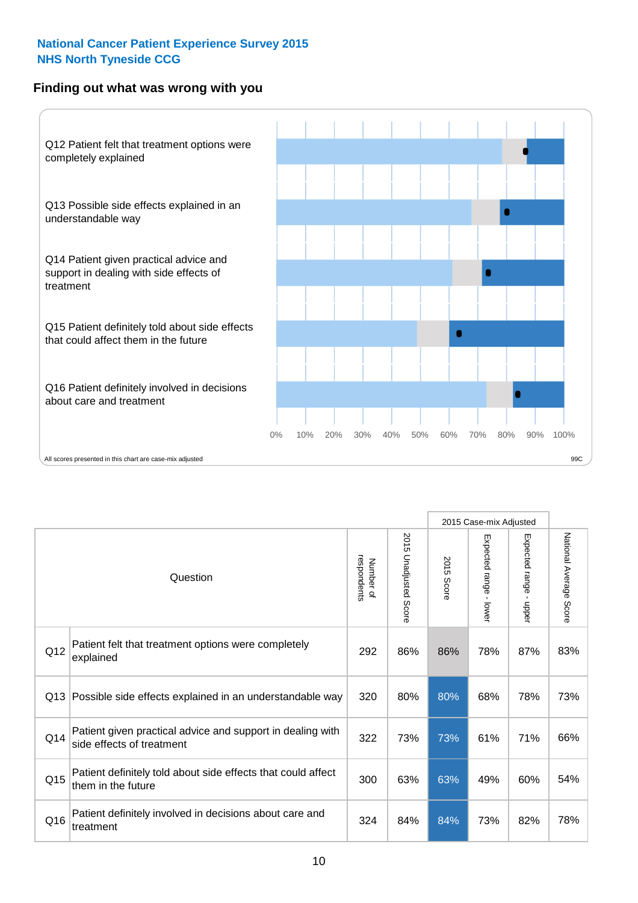National Cancer Patient Experience Survey 2015
NHS North Tyneside CCG

## Finding out what was wrong with you

Q12 Patient felt that treatment options were completely explained

Q13 Possible side effects explained in an understandable way

Q14 Patient given practical advice and support in dealing with side effects of treatment

Q15 Patient definitely told about side effects that could affect them in the future

Q16 Patient definitely involved in decisions about care and treatment

0% 10% 20% 30% 40% 50% 60% 70% 80% 90% 100%

All scores presented in this chart are case-mix adjusted

99C

| | Question | Number of respondents | 2015 Unadjusted Score | 2015 Case-mix Adjusted: 2015 Score | 2015 Case-mix Adjusted: Expected range - lower | 2015 Case-mix Adjusted: Expected range - upper | National Average Score |
|---|---|---|---|---|---|---|---|
| Q12 | Patient felt that treatment options were completely explained | 292 | 86% | 86% | 78% | 87% | 83% |
| Q13 | Possible side effects explained in an understandable way | 320 | 80% | 80% | 68% | 78% | 73% |
| Q14 | Patient given practical advice and support in dealing with side effects of treatment | 322 | 73% | 73% | 61% | 71% | 66% |
| Q15 | Patient definitely told about side effects that could affect them in the future | 300 | 63% | 63% | 49% | 60% | 54% |
| Q16 | Patient definitely involved in decisions about care and treatment | 324 | 84% | 84% | 73% | 82% | 78% |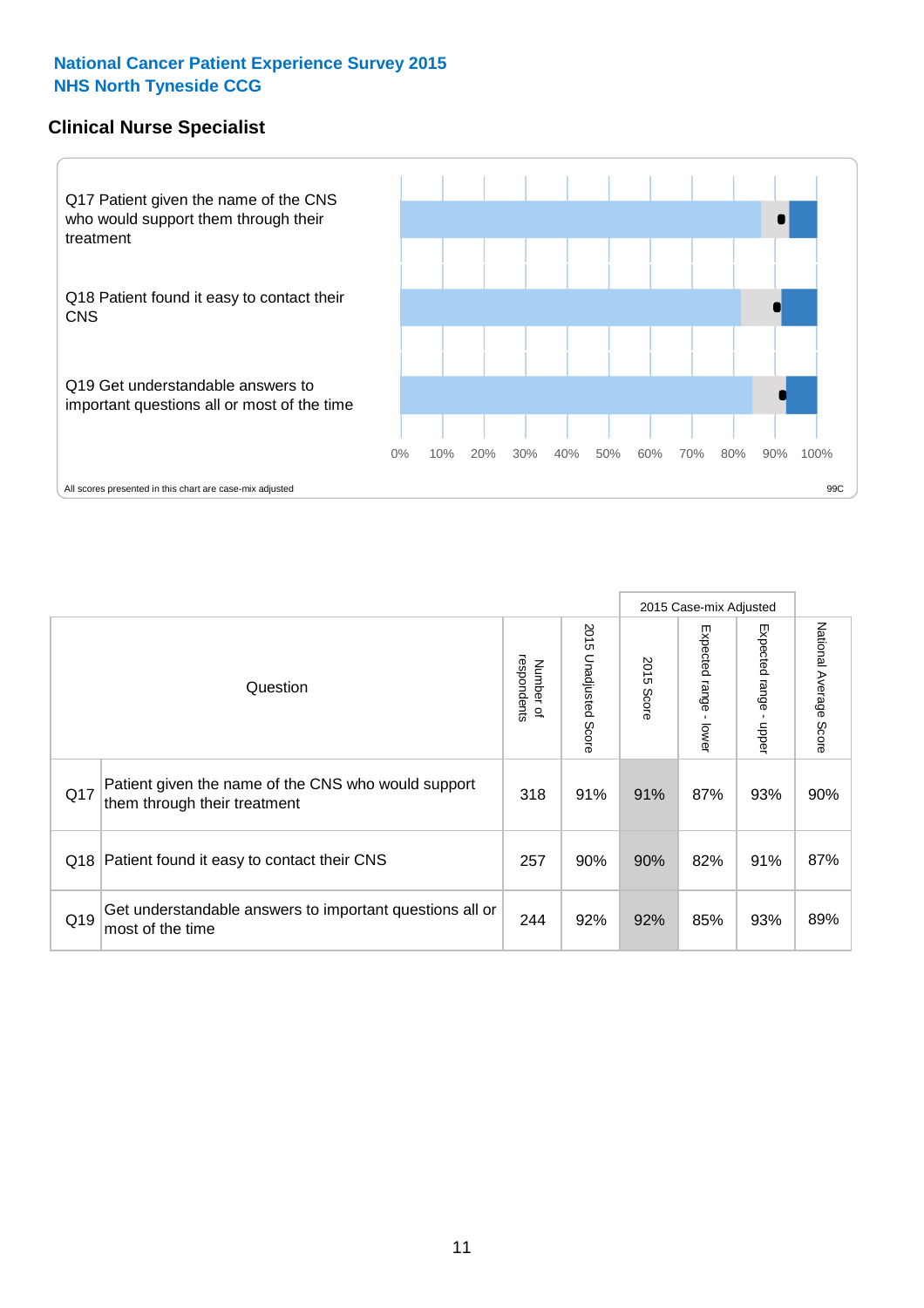**National Cancer Patient Experience Survey 2015**
**NHS North Tyneside CCG**

## Clinical Nurse Specialist

Q17 Patient given the name of the CNS who would support them through their treatment

Q18 Patient found it easy to contact their CNS

Q19 Get understandable answers to important questions all or most of the time

0% 10% 20% 30% 40% 50% 60% 70% 80% 90% 100%

All scores presented in this chart are case-mix adjusted

99C

| | Question | Number of respondents | 2015 Unadjusted Score | 2015 Case-mix Adjusted | | | National Average Score |
|---|---|---|---|---|---|---|---|
| | | | | 2015 Score | Expected range - lower | Expected range - upper | |
| Q17 | Patient given the name of the CNS who would support them through their treatment | 318 | 91% | 91% | 87% | 93% | 90% |
| Q18 | Patient found it easy to contact their CNS | 257 | 90% | 90% | 82% | 91% | 87% |
| Q19 | Get understandable answers to important questions all or most of the time | 244 | 92% | 92% | 85% | 93% | 89% |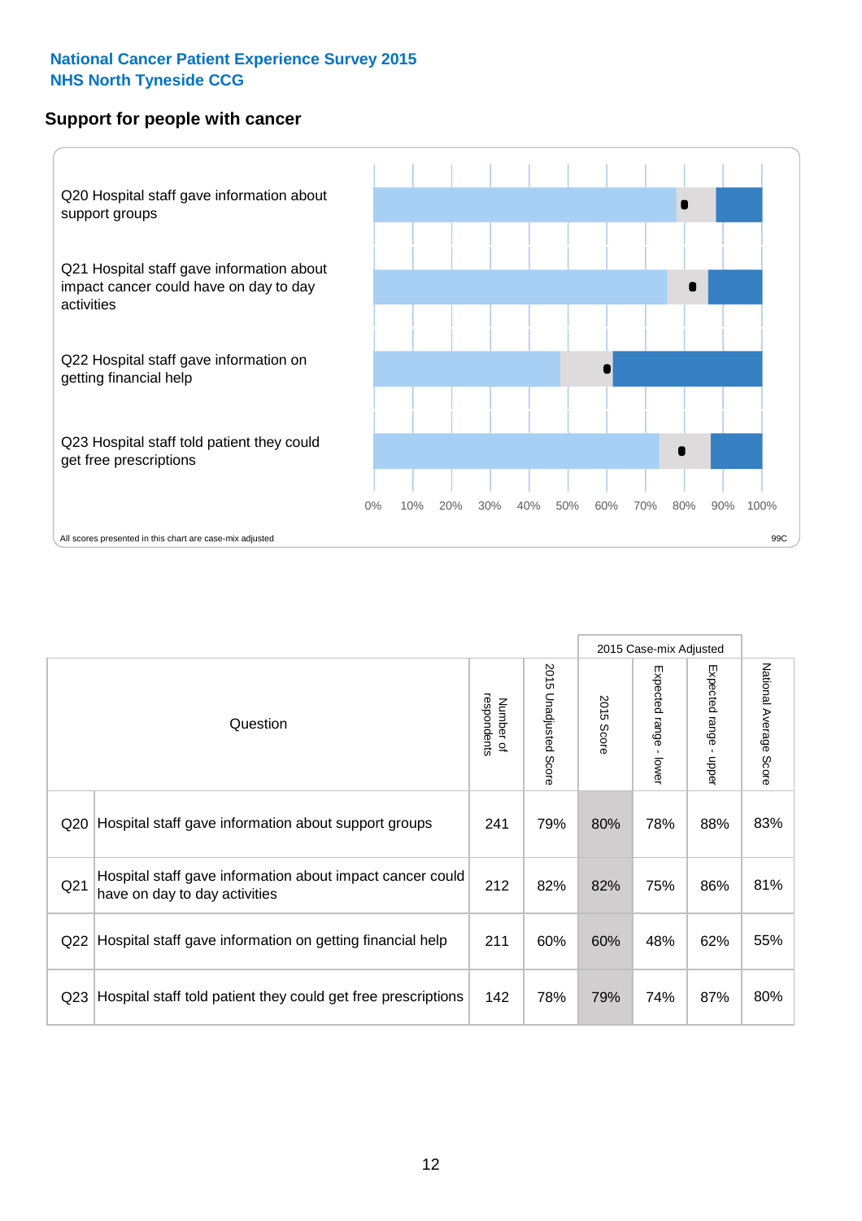National Cancer Patient Experience Survey 2015
NHS North Tyneside CCG

## Support for people with cancer

Q20 Hospital staff gave information about support groups

Q21 Hospital staff gave information about impact cancer could have on day to day activities

Q22 Hospital staff gave information on getting financial help

Q23 Hospital staff told patient they could get free prescriptions

0% 10% 20% 30% 40% 50% 60% 70% 80% 90% 100%

All scores presented in this chart are case-mix adjusted

99C

| | | | | 2015 Case-mix Adjusted | | | |
|---|---|---|---|---|---|---|---|
| Question | | Number of respondents | 2015 Unadjusted Score | 2015 Score | Expected range - lower | Expected range - upper | National Average Score |
| Q20 | Hospital staff gave information about support groups | 241 | 79% | 80% | 78% | 88% | 83% |
| Q21 | Hospital staff gave information about impact cancer could have on day to day activities | 212 | 82% | 82% | 75% | 86% | 81% |
| Q22 | Hospital staff gave information on getting financial help | 211 | 60% | 60% | 48% | 62% | 55% |
| Q23 | Hospital staff told patient they could get free prescriptions | 142 | 78% | 79% | 74% | 87% | 80% |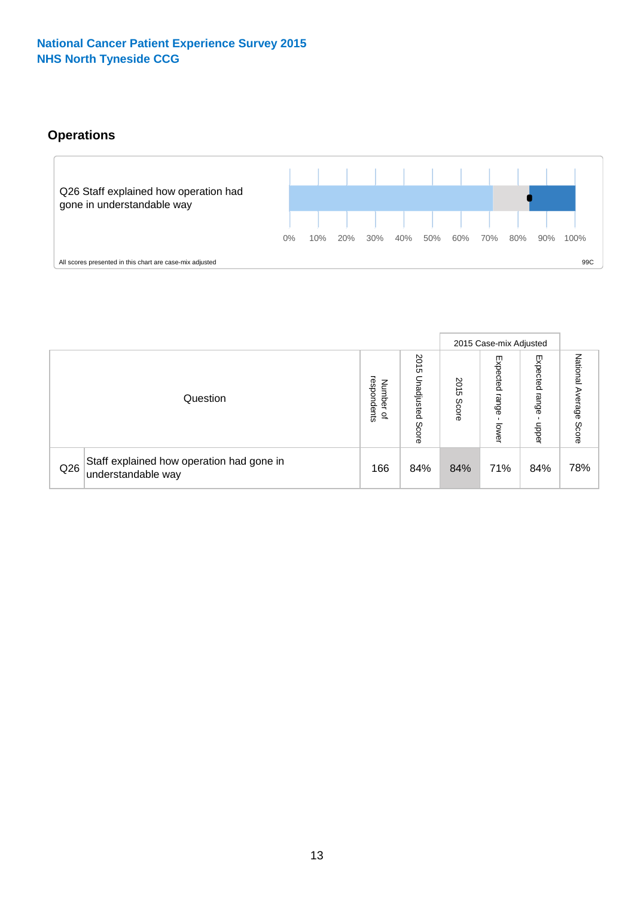**National Cancer Patient Experience Survey 2015**
**NHS North Tyneside CCG**

## Operations

Q26 Staff explained how operation had gone in understandable way

0% 10% 20% 30% 40% 50% 60% 70% 80% 90% 100%

All scores presented in this chart are case-mix adjusted

99C

| Question | | Number of respondents | 2015 Unadjusted Score | 2015 Case-mix Adjusted | | | National Average Score |
|---|---|---|---|---|---|---|---|
| | | | | 2015 Score | Expected range - lower | Expected range - upper | |
| Q26 | Staff explained how operation had gone in understandable way | 166 | 84% | 84% | 71% | 84% | 78% |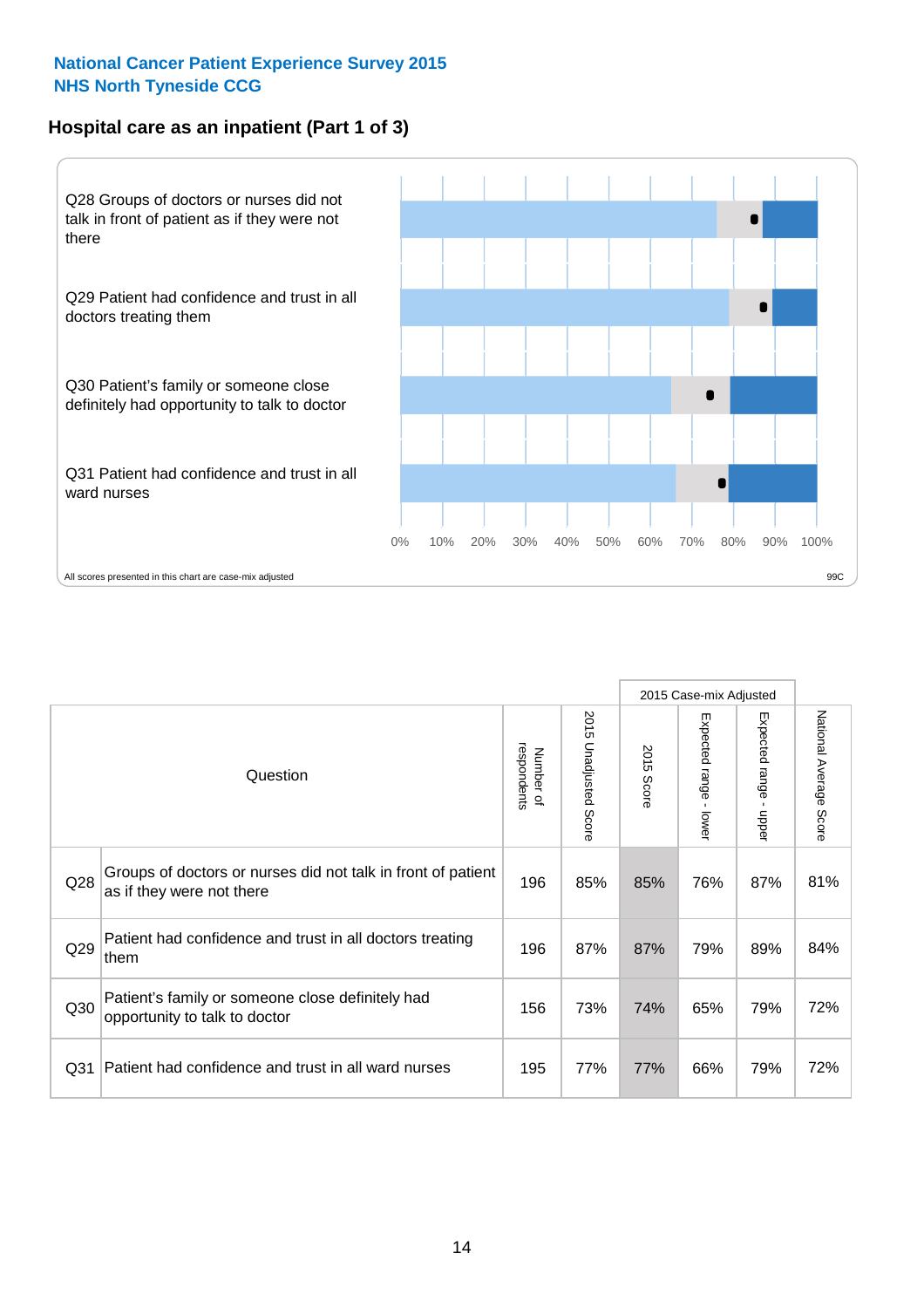National Cancer Patient Experience Survey 2015
NHS North Tyneside CCG

## Hospital care as an inpatient (Part 1 of 3)

Q28 Groups of doctors or nurses did not talk in front of patient as if they were not there

Q29 Patient had confidence and trust in all doctors treating them

Q30 Patient's family or someone close definitely had opportunity to talk to doctor

Q31 Patient had confidence and trust in all ward nurses

0% 10% 20% 30% 40% 50% 60% 70% 80% 90% 100%

All scores presented in this chart are case-mix adjusted

99C

| Question | | Number of respondents | 2015 Unadjusted Score | 2015 Case-mix Adjusted: 2015 Score | 2015 Case-mix Adjusted: Expected range - lower | 2015 Case-mix Adjusted: Expected range - upper | National Average Score |
|---|---|---|---|---|---|---|---|
| Q28 | Groups of doctors or nurses did not talk in front of patient as if they were not there | 196 | 85% | 85% | 76% | 87% | 81% |
| Q29 | Patient had confidence and trust in all doctors treating them | 196 | 87% | 87% | 79% | 89% | 84% |
| Q30 | Patient's family or someone close definitely had opportunity to talk to doctor | 156 | 73% | 74% | 65% | 79% | 72% |
| Q31 | Patient had confidence and trust in all ward nurses | 195 | 77% | 77% | 66% | 79% | 72% |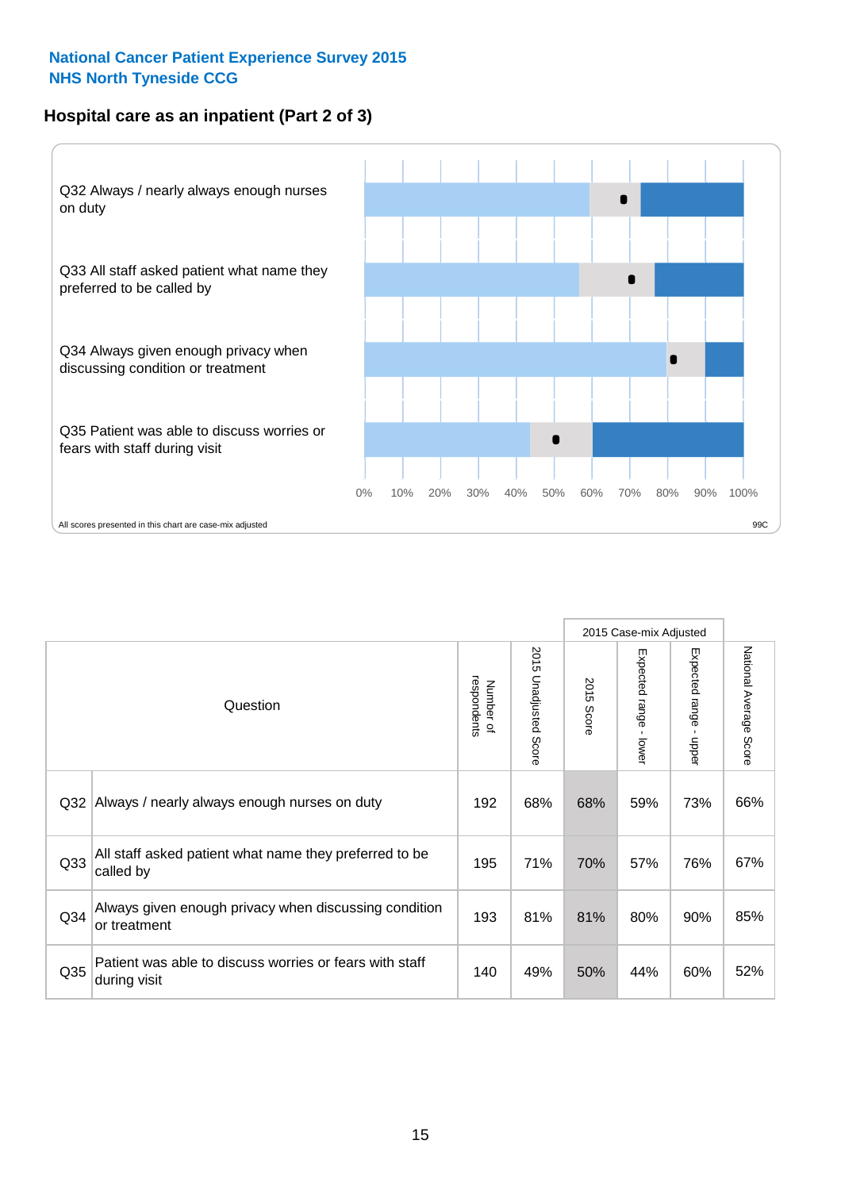National Cancer Patient Experience Survey 2015
NHS North Tyneside CCG

## Hospital care as an inpatient (Part 2 of 3)

Q32 Always / nearly always enough nurses on duty

Q33 All staff asked patient what name they preferred to be called by

Q34 Always given enough privacy when discussing condition or treatment

Q35 Patient was able to discuss worries or fears with staff during visit

0% 10% 20% 30% 40% 50% 60% 70% 80% 90% 100%

All scores presented in this chart are case-mix adjusted

99C

| Question | | Number of respondents | 2015 Unadjusted Score | 2015 Case-mix Adjusted 2015 Score | 2015 Case-mix Adjusted Expected range - lower | 2015 Case-mix Adjusted Expected range - upper | National Average Score |
|---|---|---|---|---|---|---|---|
| Q32 | Always / nearly always enough nurses on duty | 192 | 68% | 68% | 59% | 73% | 66% |
| Q33 | All staff asked patient what name they preferred to be called by | 195 | 71% | 70% | 57% | 76% | 67% |
| Q34 | Always given enough privacy when discussing condition or treatment | 193 | 81% | 81% | 80% | 90% | 85% |
| Q35 | Patient was able to discuss worries or fears with staff during visit | 140 | 49% | 50% | 44% | 60% | 52% |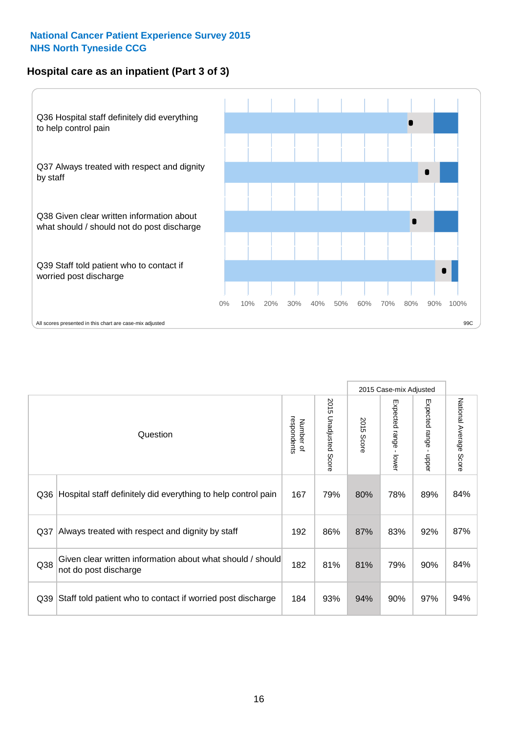National Cancer Patient Experience Survey 2015
NHS North Tyneside CCG

## Hospital care as an inpatient (Part 3 of 3)

Q36 Hospital staff definitely did everything to help control pain

Q37 Always treated with respect and dignity by staff

Q38 Given clear written information about what should / should not do post discharge

Q39 Staff told patient who to contact if worried post discharge

0% 10% 20% 30% 40% 50% 60% 70% 80% 90% 100%

All scores presented in this chart are case-mix adjusted

99C

| Question | | Number of respondents | 2015 Unadjusted Score | 2015 Case-mix Adjusted | | | National Average Score |
|---|---|---|---|---|---|---|---|
| | | | | 2015 Score | Expected range - lower | Expected range - upper | |
| Q36 | Hospital staff definitely did everything to help control pain | 167 | 79% | 80% | 78% | 89% | 84% |
| Q37 | Always treated with respect and dignity by staff | 192 | 86% | 87% | 83% | 92% | 87% |
| Q38 | Given clear written information about what should / should not do post discharge | 182 | 81% | 81% | 79% | 90% | 84% |
| Q39 | Staff told patient who to contact if worried post discharge | 184 | 93% | 94% | 90% | 97% | 94% |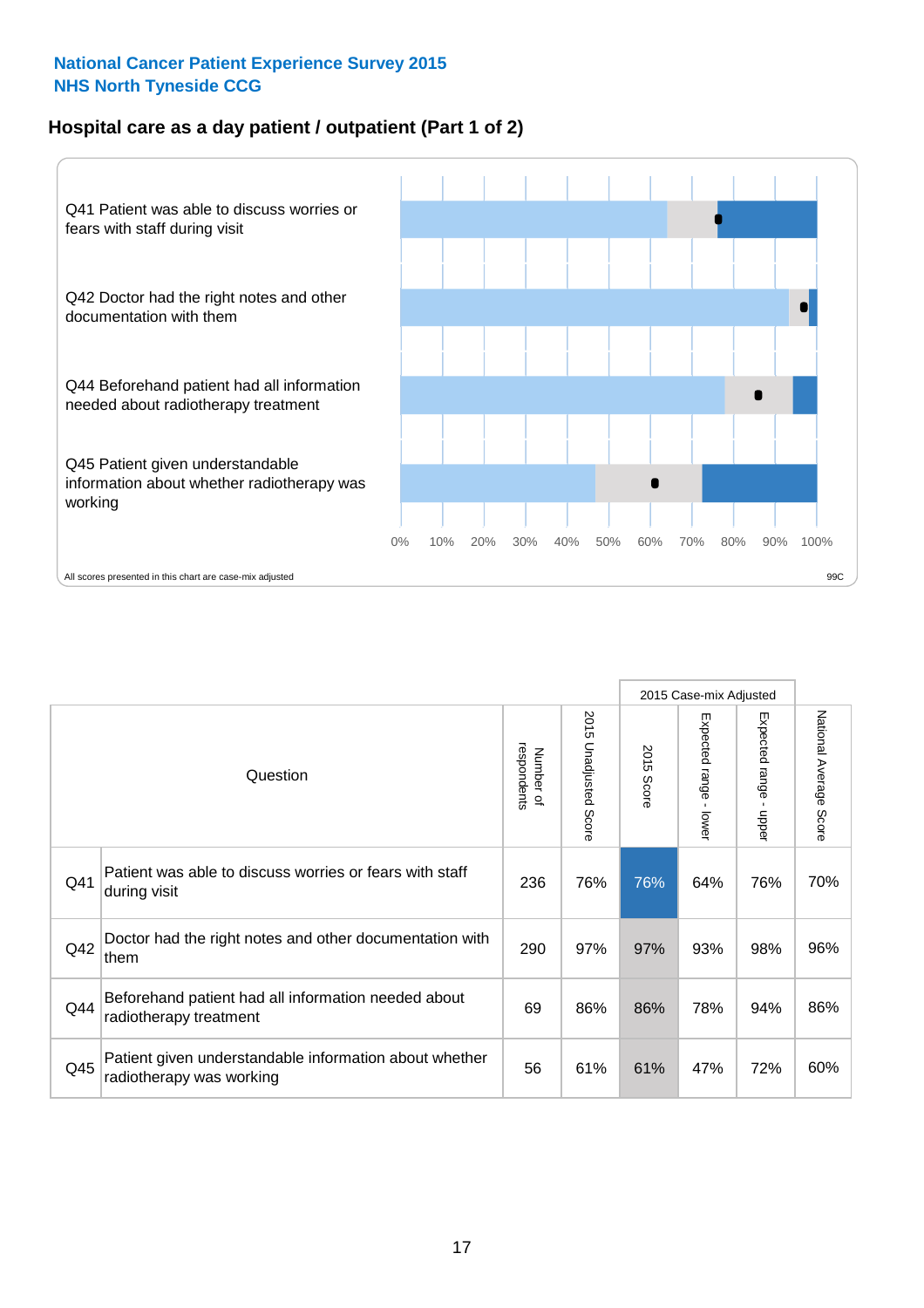National Cancer Patient Experience Survey 2015
NHS North Tyneside CCG

## Hospital care as a day patient / outpatient (Part 1 of 2)

Q41 Patient was able to discuss worries or fears with staff during visit

Q42 Doctor had the right notes and other documentation with them

Q44 Beforehand patient had all information needed about radiotherapy treatment

Q45 Patient given understandable information about whether radiotherapy was working

0% 10% 20% 30% 40% 50% 60% 70% 80% 90% 100%

All scores presented in this chart are case-mix adjusted

99C

| Question | | Number of respondents | 2015 Unadjusted Score | 2015 Case-mix Adjusted | | | National Average Score |
|---|---|---|---|---|---|---|---|
| | | | | 2015 Score | Expected range - lower | Expected range - upper | |
| Q41 | Patient was able to discuss worries or fears with staff during visit | 236 | 76% | 76% | 64% | 76% | 70% |
| Q42 | Doctor had the right notes and other documentation with them | 290 | 97% | 97% | 93% | 98% | 96% |
| Q44 | Beforehand patient had all information needed about radiotherapy treatment | 69 | 86% | 86% | 78% | 94% | 86% |
| Q45 | Patient given understandable information about whether radiotherapy was working | 56 | 61% | 61% | 47% | 72% | 60% |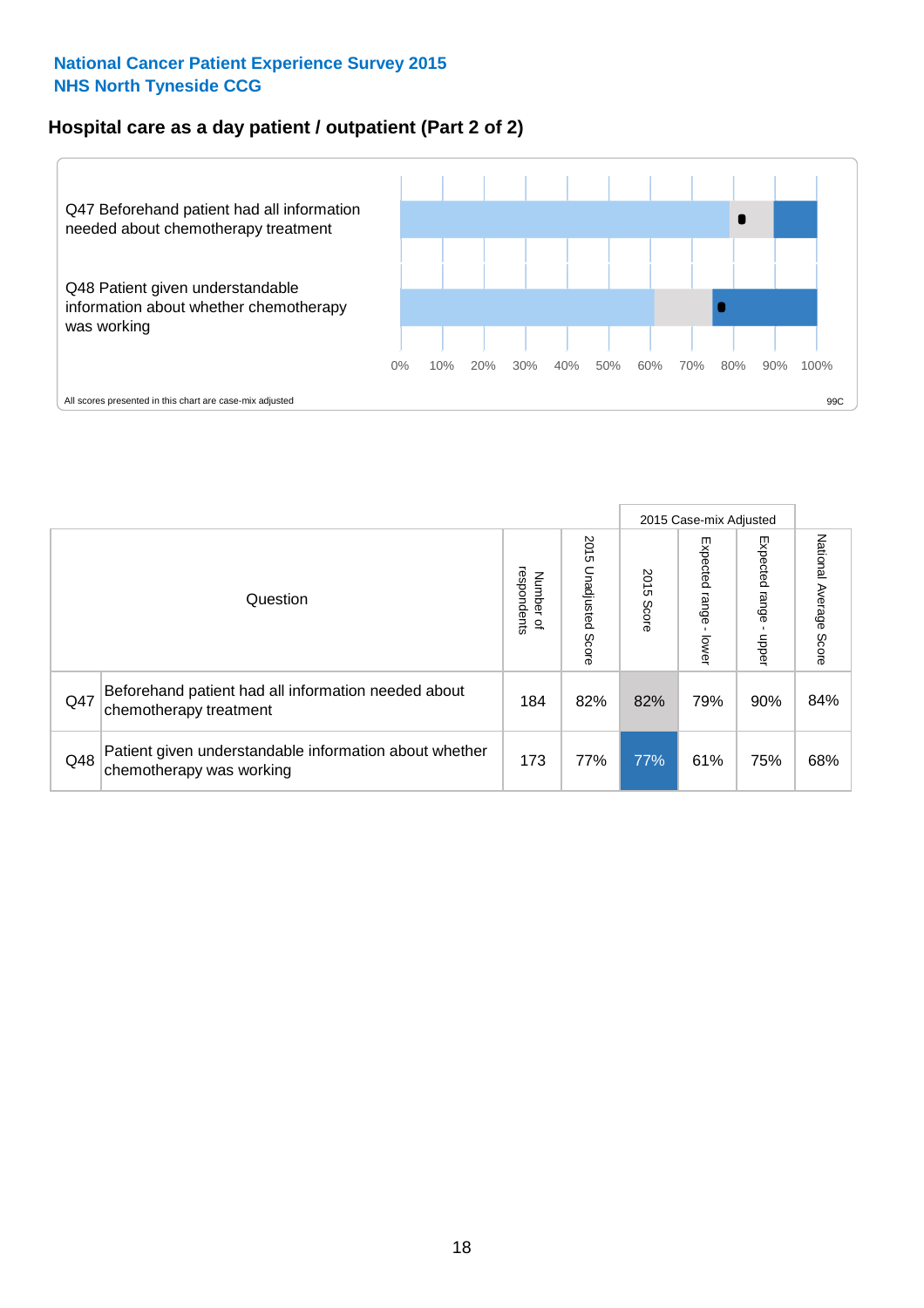**National Cancer Patient Experience Survey 2015**
**NHS North Tyneside CCG**

## Hospital care as a day patient / outpatient (Part 2 of 2)

Q47 Beforehand patient had all information needed about chemotherapy treatment

Q48 Patient given understandable information about whether chemotherapy was working

0% 10% 20% 30% 40% 50% 60% 70% 80% 90% 100%

All scores presented in this chart are case-mix adjusted

99C

| | Question | Number of respondents | 2015 Unadjusted Score | 2015 Case-mix Adjusted: 2015 Score | 2015 Case-mix Adjusted: Expected range - lower | 2015 Case-mix Adjusted: Expected range - upper | National Average Score |
|---|---|---|---|---|---|---|---|
| Q47 | Beforehand patient had all information needed about chemotherapy treatment | 184 | 82% | 82% | 79% | 90% | 84% |
| Q48 | Patient given understandable information about whether chemotherapy was working | 173 | 77% | 77% | 61% | 75% | 68% |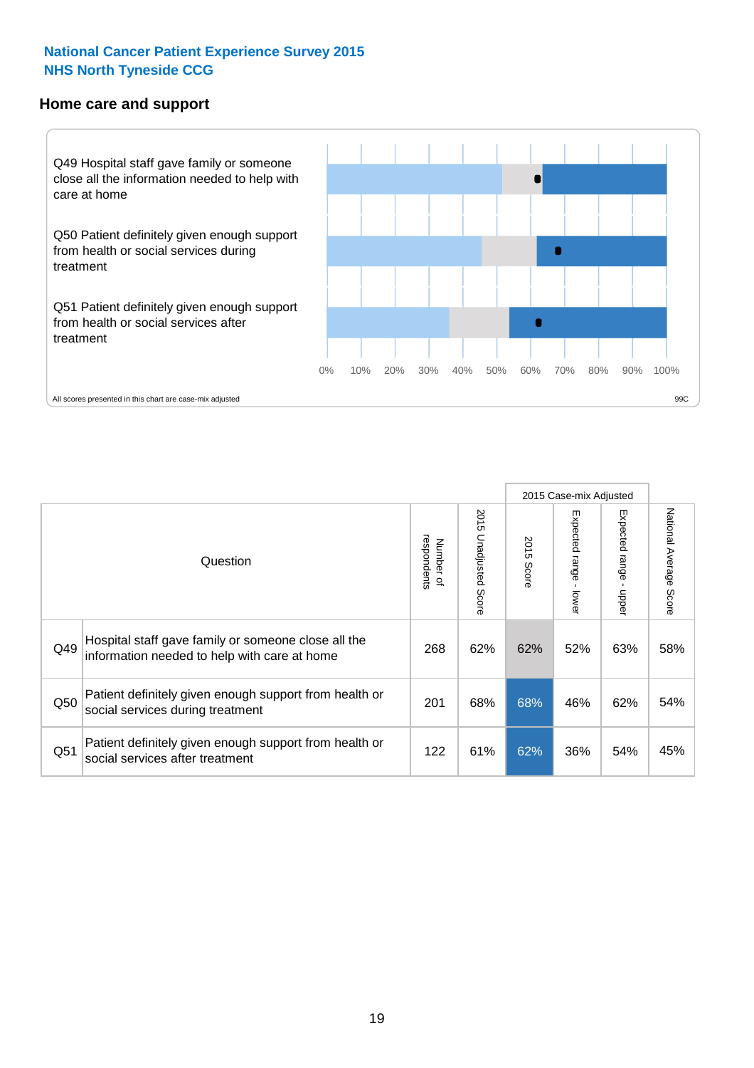**National Cancer Patient Experience Survey 2015**
**NHS North Tyneside CCG**

## Home care and support

Q49 Hospital staff gave family or someone close all the information needed to help with care at home

Q50 Patient definitely given enough support from health or social services during treatment

Q51 Patient definitely given enough support from health or social services after treatment

0% 10% 20% 30% 40% 50% 60% 70% 80% 90% 100%

All scores presented in this chart are case-mix adjusted

99C

| | | | | 2015 Case-mix Adjusted | | | |
|---|---|---|---|---|---|---|---|
| Question | | Number of respondents | 2015 Unadjusted Score | 2015 Score | Expected range - lower | Expected range - upper | National Average Score |
| Q49 | Hospital staff gave family or someone close all the information needed to help with care at home | 268 | 62% | 62% | 52% | 63% | 58% |
| Q50 | Patient definitely given enough support from health or social services during treatment | 201 | 68% | 68% | 46% | 62% | 54% |
| Q51 | Patient definitely given enough support from health or social services after treatment | 122 | 61% | 62% | 36% | 54% | 45% |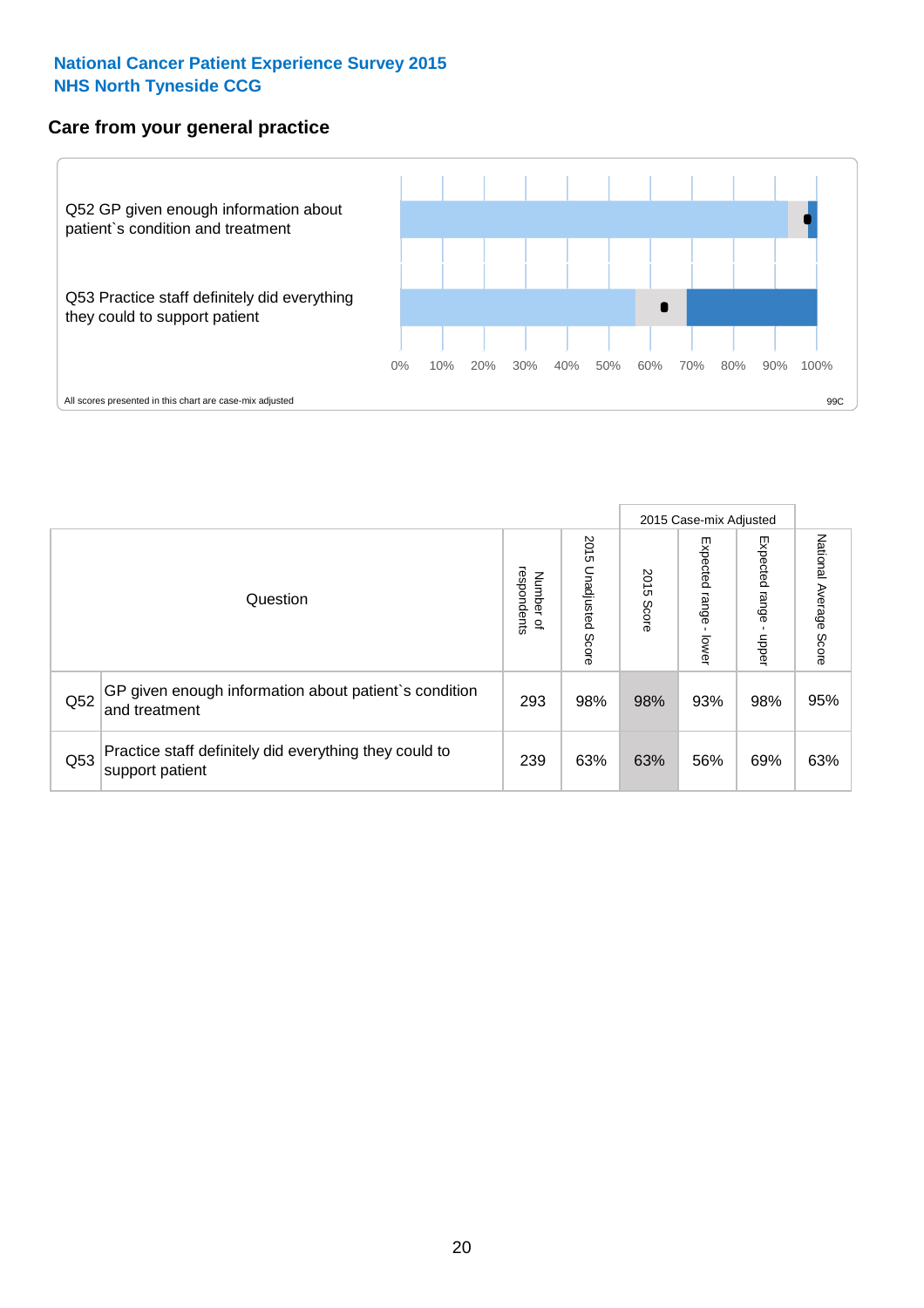National Cancer Patient Experience Survey 2015
NHS North Tyneside CCG

## Care from your general practice

Q52 GP given enough information about patient`s condition and treatment

Q53 Practice staff definitely did everything they could to support patient

0% 10% 20% 30% 40% 50% 60% 70% 80% 90% 100%

All scores presented in this chart are case-mix adjusted

99C

| Question | | Number of respondents | 2015 Unadjusted Score | 2015 Case-mix Adjusted | | | National Average Score |
|---|---|---|---|---|---|---|---|
| | | | | 2015 Score | Expected range - lower | Expected range - upper | |
| Q52 | GP given enough information about patient`s condition and treatment | 293 | 98% | 98% | 93% | 98% | 95% |
| Q53 | Practice staff definitely did everything they could to support patient | 239 | 63% | 63% | 56% | 69% | 63% |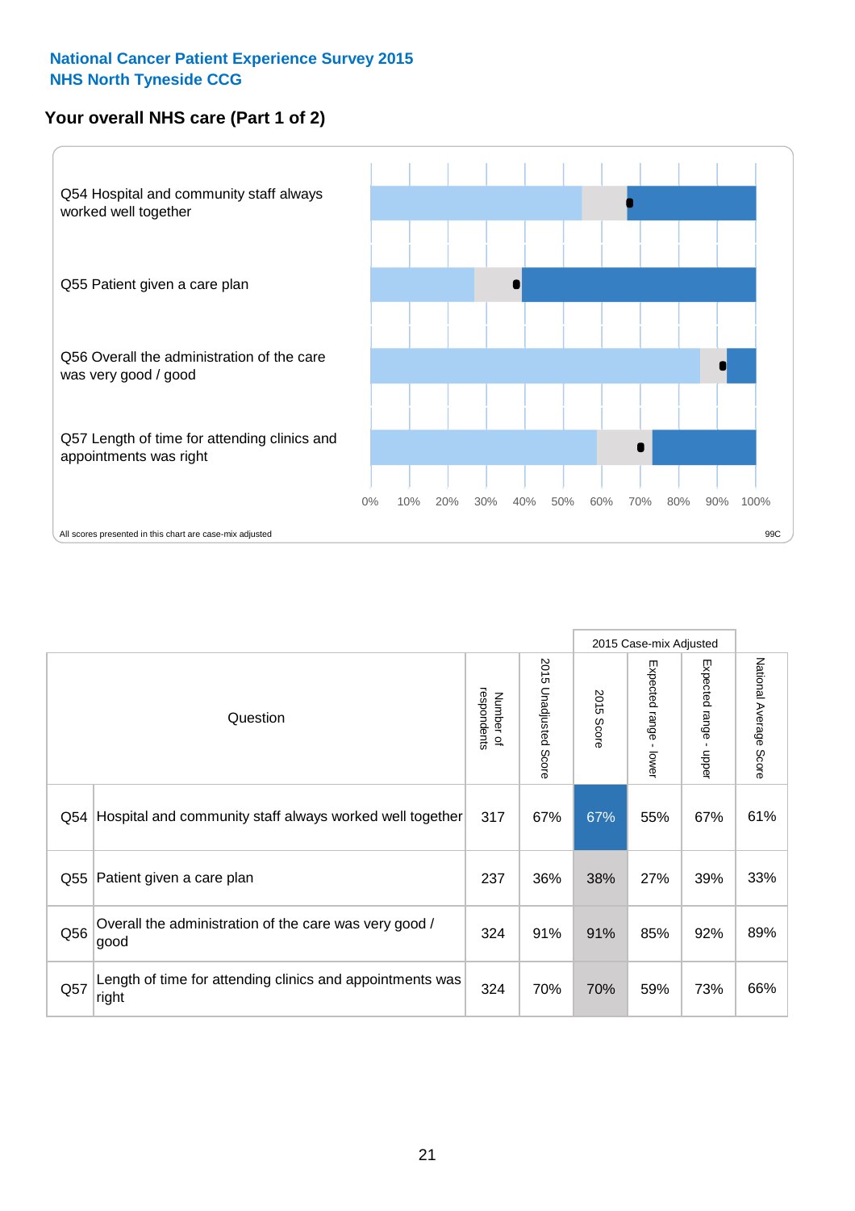National Cancer Patient Experience Survey 2015
NHS North Tyneside CCG

## Your overall NHS care (Part 1 of 2)

Q54 Hospital and community staff always worked well together

Q55 Patient given a care plan

Q56 Overall the administration of the care was very good / good

Q57 Length of time for attending clinics and appointments was right

0% 10% 20% 30% 40% 50% 60% 70% 80% 90% 100%

All scores presented in this chart are case-mix adjusted

99C

| | Question | Number of respondents | 2015 Unadjusted Score | 2015 Case-mix Adjusted | | | National Average Score |
|---|---|---|---|---|---|---|---|
| | | | | 2015 Score | Expected range - lower | Expected range - upper | |
| Q54 | Hospital and community staff always worked well together | 317 | 67% | 67% | 55% | 67% | 61% |
| Q55 | Patient given a care plan | 237 | 36% | 38% | 27% | 39% | 33% |
| Q56 | Overall the administration of the care was very good / good | 324 | 91% | 91% | 85% | 92% | 89% |
| Q57 | Length of time for attending clinics and appointments was right | 324 | 70% | 70% | 59% | 73% | 66% |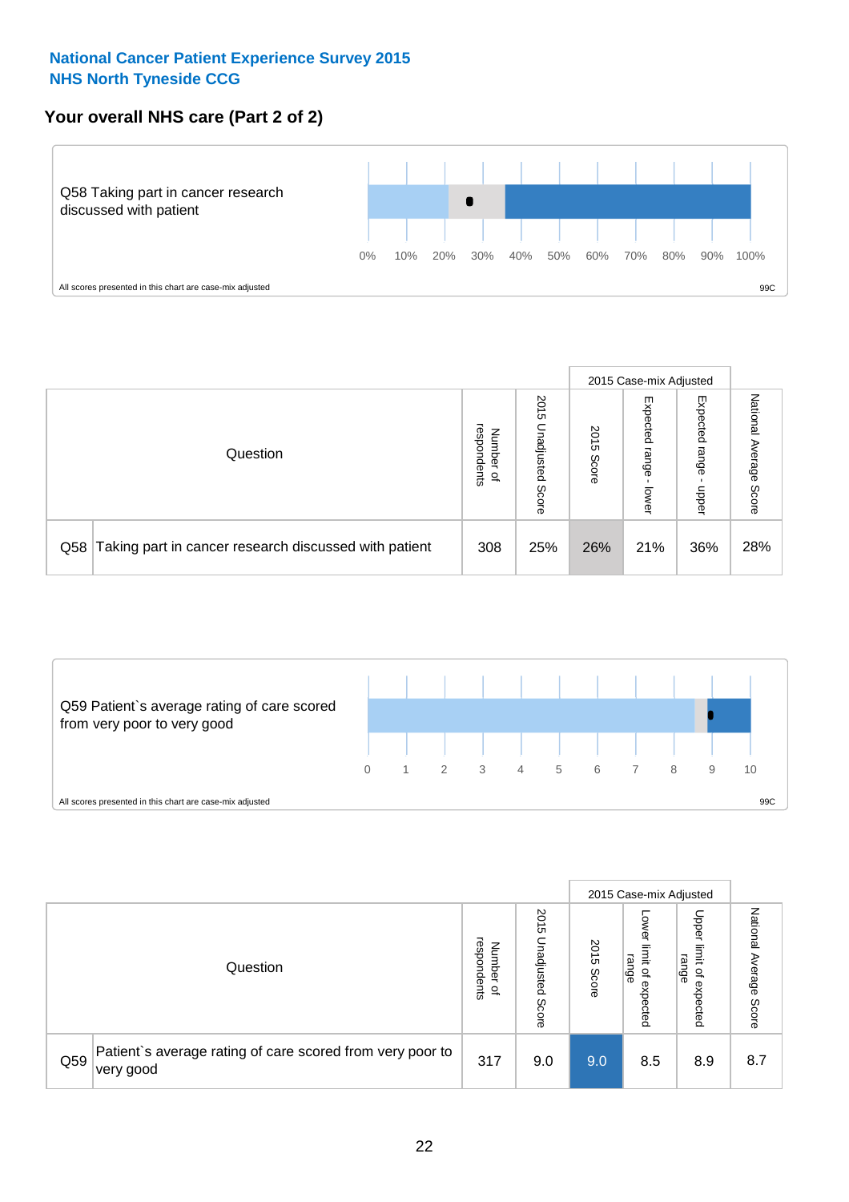## National Cancer Patient Experience Survey 2015
## NHS North Tyneside CCG

### Your overall NHS care (Part 2 of 2)

Q58 Taking part in cancer research discussed with patient

0% 10% 20% 30% 40% 50% 60% 70% 80% 90% 100%

All scores presented in this chart are case-mix adjusted

99C

| | | | | 2015 Case-mix Adjusted | | | |
|---|---|---|---|---|---|---|---|
| Question | | Number of respondents | 2015 Unadjusted Score | 2015 Score | Expected range - lower | Expected range - upper | National Average Score |
| Q58 | Taking part in cancer research discussed with patient | 308 | 25% | 26% | 21% | 36% | 28% |

Q59 Patient`s average rating of care scored from very poor to very good

0 1 2 3 4 5 6 7 8 9 10

All scores presented in this chart are case-mix adjusted

99C

| | | | | 2015 Case-mix Adjusted | | | |
|---|---|---|---|---|---|---|---|
| Question | | Number of respondents | 2015 Unadjusted Score | 2015 Score | Lower limit of expected range | Upper limit of expected range | National Average Score |
| Q59 | Patient`s average rating of care scored from very poor to very good | 317 | 9.0 | 9.0 | 8.5 | 8.9 | 8.7 |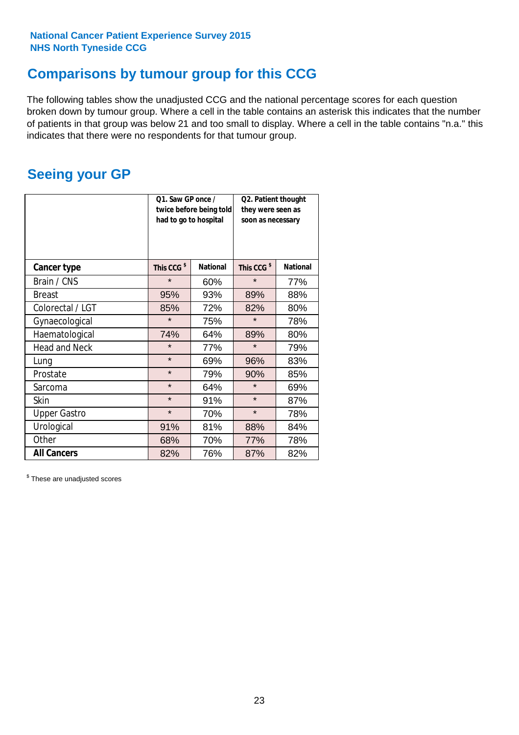National Cancer Patient Experience Survey 2015
NHS North Tyneside CCG

## Comparisons by tumour group for this CCG

The following tables show the unadjusted CCG and the national percentage scores for each question broken down by tumour group. Where a cell in the table contains an asterisk this indicates that the number of patients in that group was below 21 and too small to display. Where a cell in the table contains "n.a." this indicates that there were no respondents for that tumour group.

## Seeing your GP

| | Q1. Saw GP once / twice before being told had to go to hospital | | Q2. Patient thought they were seen as soon as necessary | |
|---|---|---|---|---|
| **Cancer type** | **This CCG $** | **National** | **This CCG $** | **National** |
| Brain / CNS | * | 60% | * | 77% |
| Breast | 95% | 93% | 89% | 88% |
| Colorectal / LGT | 85% | 72% | 82% | 80% |
| Gynaecological | * | 75% | * | 78% |
| Haematological | 74% | 64% | 89% | 80% |
| Head and Neck | * | 77% | * | 79% |
| Lung | * | 69% | 96% | 83% |
| Prostate | * | 79% | 90% | 85% |
| Sarcoma | * | 64% | * | 69% |
| Skin | * | 91% | * | 87% |
| Upper Gastro | * | 70% | * | 78% |
| Urological | 91% | 81% | 88% | 84% |
| Other | 68% | 70% | 77% | 78% |
| **All Cancers** | 82% | 76% | 87% | 82% |

$ These are unadjusted scores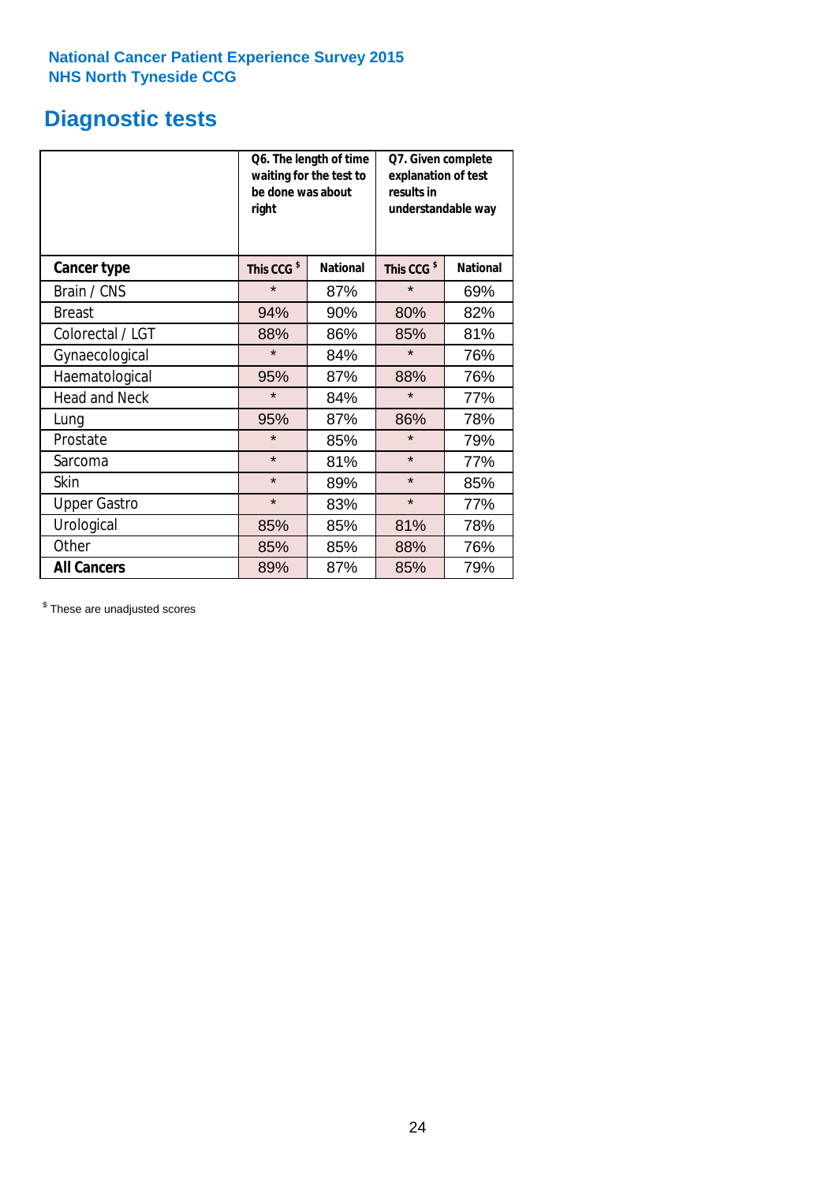**National Cancer Patient Experience Survey 2015**
**NHS North Tyneside CCG**

## Diagnostic tests

| | Q6. The length of time waiting for the test to be done was about right | | Q7. Given complete explanation of test results in understandable way | |
|---|---|---|---|---|
| **Cancer type** | **This CCG $** | **National** | **This CCG $** | **National** |
| Brain / CNS | * | 87% | * | 69% |
| Breast | 94% | 90% | 80% | 82% |
| Colorectal / LGT | 88% | 86% | 85% | 81% |
| Gynaecological | * | 84% | * | 76% |
| Haematological | 95% | 87% | 88% | 76% |
| Head and Neck | * | 84% | * | 77% |
| Lung | 95% | 87% | 86% | 78% |
| Prostate | * | 85% | * | 79% |
| Sarcoma | * | 81% | * | 77% |
| Skin | * | 89% | * | 85% |
| Upper Gastro | * | 83% | * | 77% |
| Urological | 85% | 85% | 81% | 78% |
| Other | 85% | 85% | 88% | 76% |
| **All Cancers** | 89% | 87% | 85% | 79% |

$ These are unadjusted scores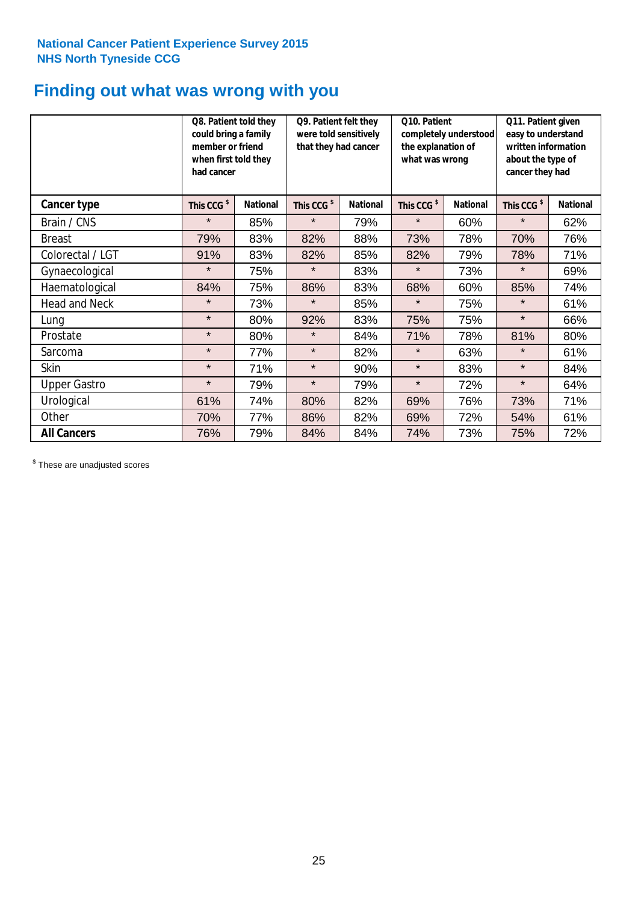**National Cancer Patient Experience Survey 2015**
**NHS North Tyneside CCG**

# Finding out what was wrong with you

| | Q8. Patient told they could bring a family member or friend when first told they had cancer | | Q9. Patient felt they were told sensitively that they had cancer | | Q10. Patient completely understood the explanation of what was wrong | | Q11. Patient given easy to understand written information about the type of cancer they had | |
|---|---|---|---|---|---|---|---|---|
| **Cancer type** | **This CCG $** | **National** | **This CCG $** | **National** | **This CCG $** | **National** | **This CCG $** | **National** |
| Brain / CNS | * | 85% | * | 79% | * | 60% | * | 62% |
| Breast | 79% | 83% | 82% | 88% | 73% | 78% | 70% | 76% |
| Colorectal / LGT | 91% | 83% | 82% | 85% | 82% | 79% | 78% | 71% |
| Gynaecological | * | 75% | * | 83% | * | 73% | * | 69% |
| Haematological | 84% | 75% | 86% | 83% | 68% | 60% | 85% | 74% |
| Head and Neck | * | 73% | * | 85% | * | 75% | * | 61% |
| Lung | * | 80% | 92% | 83% | 75% | 75% | * | 66% |
| Prostate | * | 80% | * | 84% | 71% | 78% | 81% | 80% |
| Sarcoma | * | 77% | * | 82% | * | 63% | * | 61% |
| Skin | * | 71% | * | 90% | * | 83% | * | 84% |
| Upper Gastro | * | 79% | * | 79% | * | 72% | * | 64% |
| Urological | 61% | 74% | 80% | 82% | 69% | 76% | 73% | 71% |
| Other | 70% | 77% | 86% | 82% | 69% | 72% | 54% | 61% |
| **All Cancers** | 76% | 79% | 84% | 84% | 74% | 73% | 75% | 72% |

$ These are unadjusted scores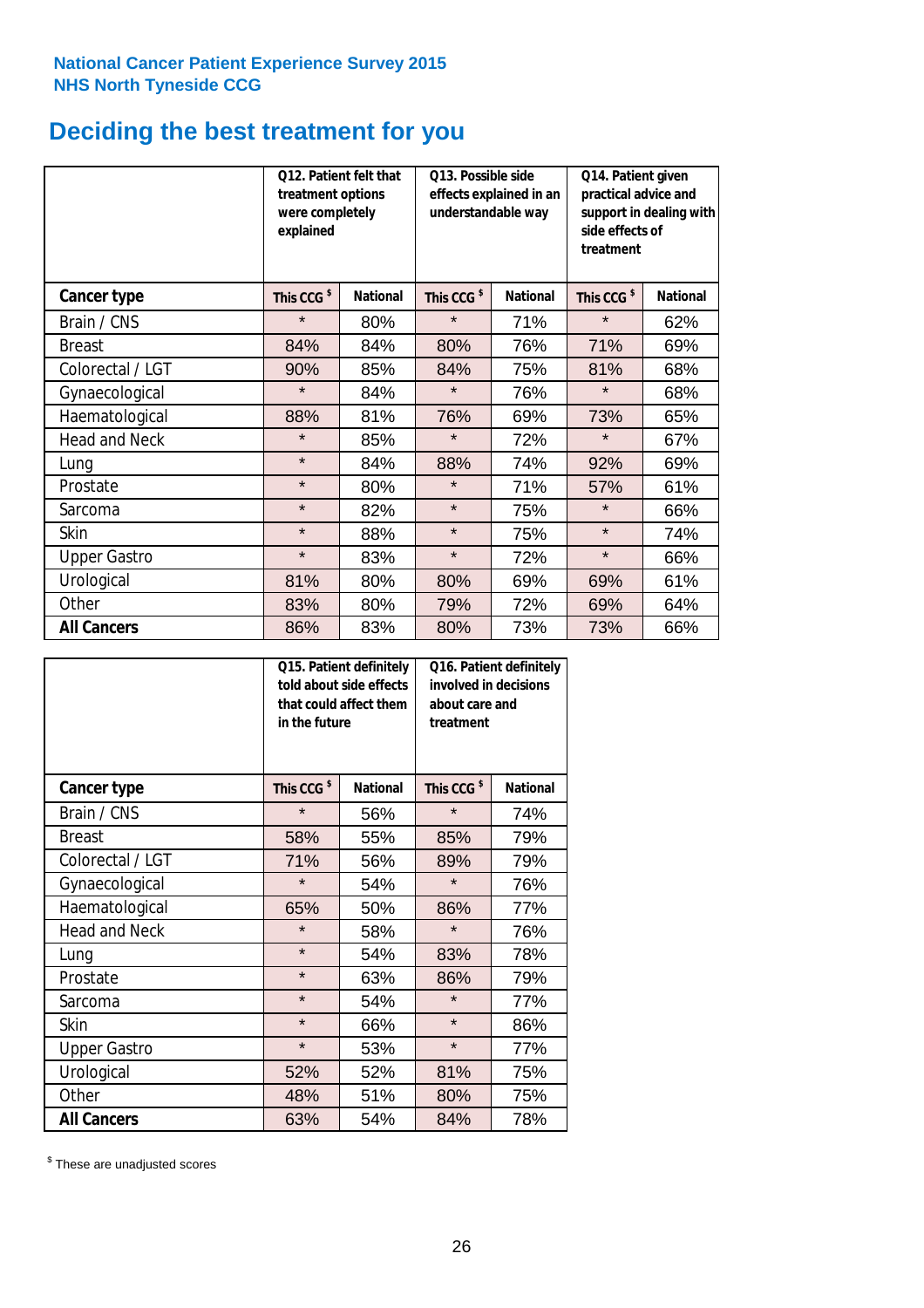National Cancer Patient Experience Survey 2015
NHS North Tyneside CCG

# Deciding the best treatment for you

| | Q12. Patient felt that treatment options were completely explained | | Q13. Possible side effects explained in an understandable way | | Q14. Patient given practical advice and support in dealing with side effects of treatment | |
|---|---|---|---|---|---|---|
| **Cancer type** | **This CCG $** | **National** | **This CCG $** | **National** | **This CCG $** | **National** |
| Brain / CNS | * | 80% | * | 71% | * | 62% |
| Breast | 84% | 84% | 80% | 76% | 71% | 69% |
| Colorectal / LGT | 90% | 85% | 84% | 75% | 81% | 68% |
| Gynaecological | * | 84% | * | 76% | * | 68% |
| Haematological | 88% | 81% | 76% | 69% | 73% | 65% |
| Head and Neck | * | 85% | * | 72% | * | 67% |
| Lung | * | 84% | 88% | 74% | 92% | 69% |
| Prostate | * | 80% | * | 71% | 57% | 61% |
| Sarcoma | * | 82% | * | 75% | * | 66% |
| Skin | * | 88% | * | 75% | * | 74% |
| Upper Gastro | * | 83% | * | 72% | * | 66% |
| Urological | 81% | 80% | 80% | 69% | 69% | 61% |
| Other | 83% | 80% | 79% | 72% | 69% | 64% |
| **All Cancers** | 86% | 83% | 80% | 73% | 73% | 66% |

| | Q15. Patient definitely told about side effects that could affect them in the future | | Q16. Patient definitely involved in decisions about care and treatment | |
|---|---|---|---|---|
| **Cancer type** | **This CCG $** | **National** | **This CCG $** | **National** |
| Brain / CNS | * | 56% | * | 74% |
| Breast | 58% | 55% | 85% | 79% |
| Colorectal / LGT | 71% | 56% | 89% | 79% |
| Gynaecological | * | 54% | * | 76% |
| Haematological | 65% | 50% | 86% | 77% |
| Head and Neck | * | 58% | * | 76% |
| Lung | * | 54% | 83% | 78% |
| Prostate | * | 63% | 86% | 79% |
| Sarcoma | * | 54% | * | 77% |
| Skin | * | 66% | * | 86% |
| Upper Gastro | * | 53% | * | 77% |
| Urological | 52% | 52% | 81% | 75% |
| Other | 48% | 51% | 80% | 75% |
| **All Cancers** | 63% | 54% | 84% | 78% |

$ These are unadjusted scores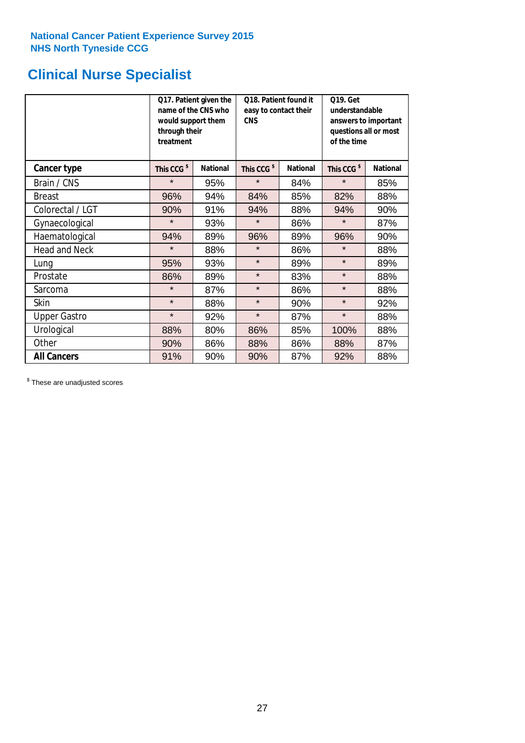National Cancer Patient Experience Survey 2015
NHS North Tyneside CCG

# Clinical Nurse Specialist

| | Q17. Patient given the name of the CNS who would support them through their treatment | | Q18. Patient found it easy to contact their CNS | | Q19. Get understandable answers to important questions all or most of the time | |
|---|---|---|---|---|---|---|
| **Cancer type** | **This CCG $** | **National** | **This CCG $** | **National** | **This CCG $** | **National** |
| Brain / CNS | * | 95% | * | 84% | * | 85% |
| Breast | 96% | 94% | 84% | 85% | 82% | 88% |
| Colorectal / LGT | 90% | 91% | 94% | 88% | 94% | 90% |
| Gynaecological | * | 93% | * | 86% | * | 87% |
| Haematological | 94% | 89% | 96% | 89% | 96% | 90% |
| Head and Neck | * | 88% | * | 86% | * | 88% |
| Lung | 95% | 93% | * | 89% | * | 89% |
| Prostate | 86% | 89% | * | 83% | * | 88% |
| Sarcoma | * | 87% | * | 86% | * | 88% |
| Skin | * | 88% | * | 90% | * | 92% |
| Upper Gastro | * | 92% | * | 87% | * | 88% |
| Urological | 88% | 80% | 86% | 85% | 100% | 88% |
| Other | 90% | 86% | 88% | 86% | 88% | 87% |
| **All Cancers** | 91% | 90% | 90% | 87% | 92% | 88% |

$ These are unadjusted scores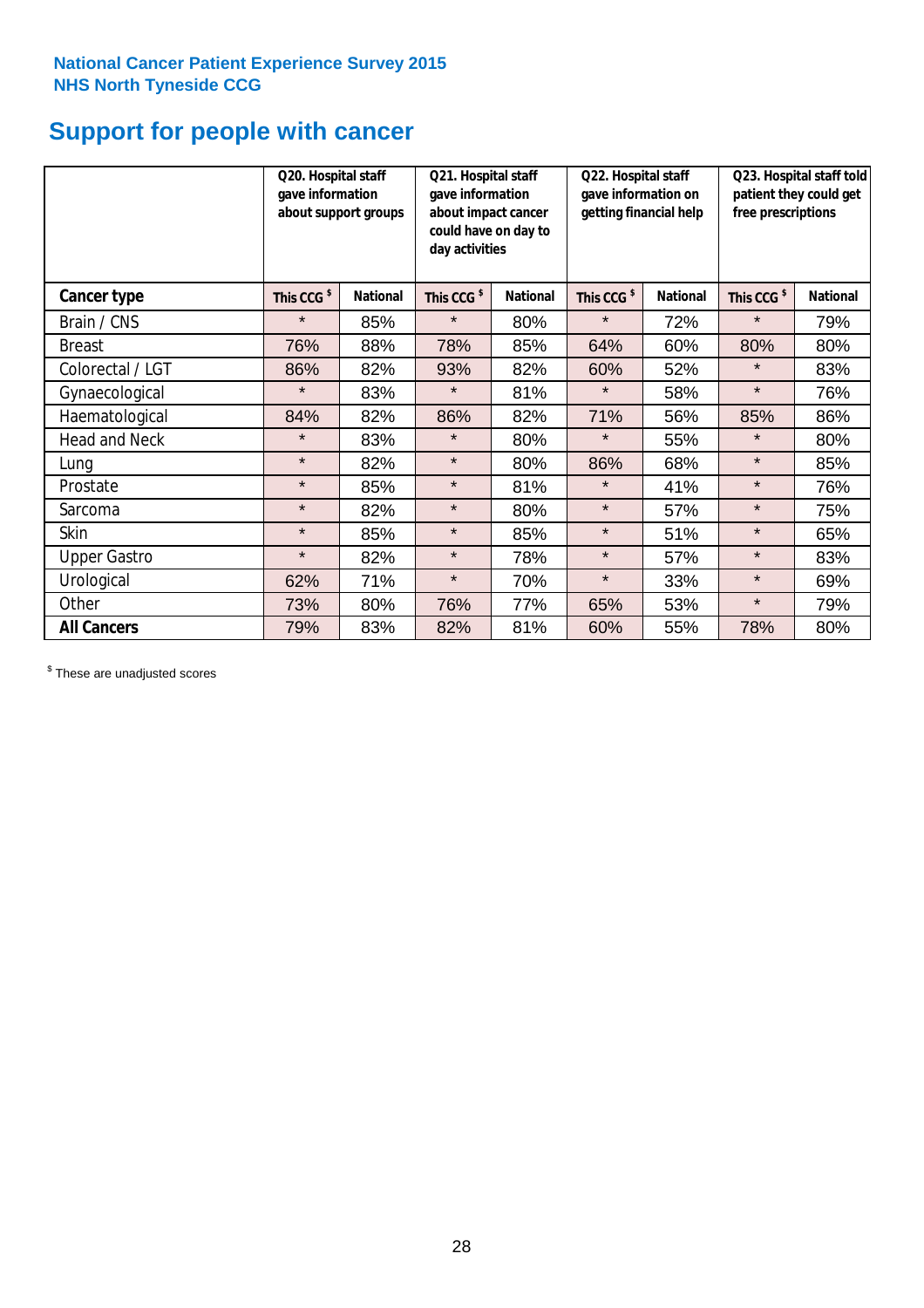National Cancer Patient Experience Survey 2015
NHS North Tyneside CCG

# Support for people with cancer

| | Q20. Hospital staff gave information about support groups | | Q21. Hospital staff gave information about impact cancer could have on day to day activities | | Q22. Hospital staff gave information on getting financial help | | Q23. Hospital staff told patient they could get free prescriptions | |
|---|---|---|---|---|---|---|---|---|
| **Cancer type** | This CCG $ | National | This CCG $ | National | This CCG $ | National | This CCG $ | National |
| Brain / CNS | * | 85% | * | 80% | * | 72% | * | 79% |
| Breast | 76% | 88% | 78% | 85% | 64% | 60% | 80% | 80% |
| Colorectal / LGT | 86% | 82% | 93% | 82% | 60% | 52% | * | 83% |
| Gynaecological | * | 83% | * | 81% | * | 58% | * | 76% |
| Haematological | 84% | 82% | 86% | 82% | 71% | 56% | 85% | 86% |
| Head and Neck | * | 83% | * | 80% | * | 55% | * | 80% |
| Lung | * | 82% | * | 80% | 86% | 68% | * | 85% |
| Prostate | * | 85% | * | 81% | * | 41% | * | 76% |
| Sarcoma | * | 82% | * | 80% | * | 57% | * | 75% |
| Skin | * | 85% | * | 85% | * | 51% | * | 65% |
| Upper Gastro | * | 82% | * | 78% | * | 57% | * | 83% |
| Urological | 62% | 71% | * | 70% | * | 33% | * | 69% |
| Other | 73% | 80% | 76% | 77% | 65% | 53% | * | 79% |
| **All Cancers** | 79% | 83% | 82% | 81% | 60% | 55% | 78% | 80% |

$ These are unadjusted scores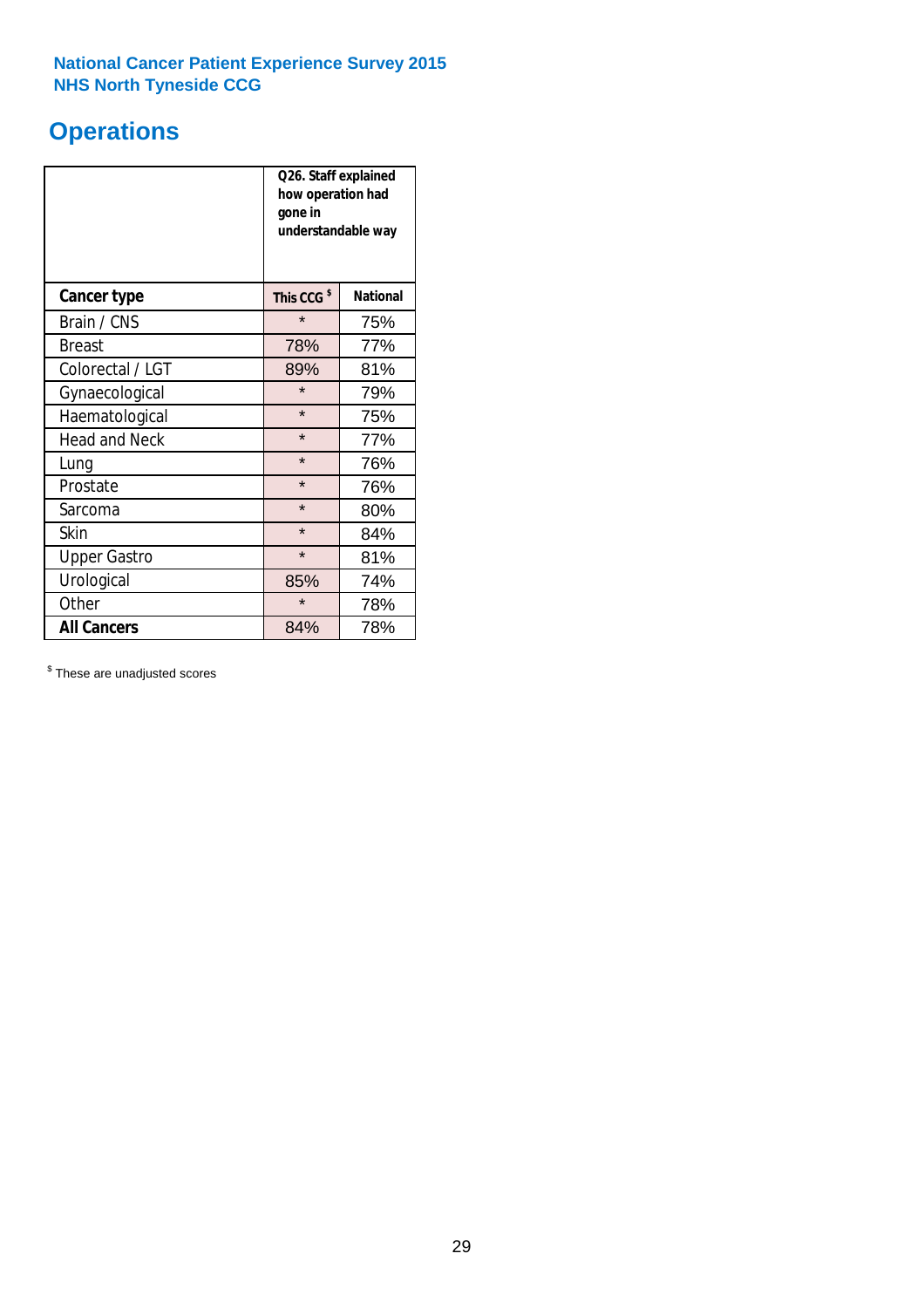**National Cancer Patient Experience Survey 2015**
**NHS North Tyneside CCG**

# Operations

| | Q26. Staff explained how operation had gone in understandable way | |
|---|---|---|
| **Cancer type** | **This CCG $** | **National** |
| Brain / CNS | * | 75% |
| Breast | 78% | 77% |
| Colorectal / LGT | 89% | 81% |
| Gynaecological | * | 79% |
| Haematological | * | 75% |
| Head and Neck | * | 77% |
| Lung | * | 76% |
| Prostate | * | 76% |
| Sarcoma | * | 80% |
| Skin | * | 84% |
| Upper Gastro | * | 81% |
| Urological | 85% | 74% |
| Other | * | 78% |
| **All Cancers** | 84% | 78% |

$ These are unadjusted scores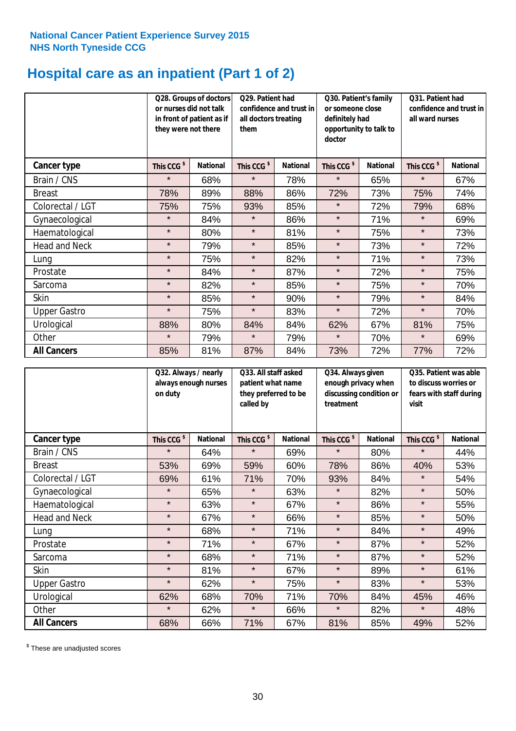**National Cancer Patient Experience Survey 2015**
**NHS North Tyneside CCG**

# Hospital care as an inpatient (Part 1 of 2)

| | Q28. Groups of doctors or nurses did not talk in front of patient as if they were not there | | Q29. Patient had confidence and trust in all doctors treating them | | Q30. Patient's family or someone close definitely had opportunity to talk to doctor | | Q31. Patient had confidence and trust in all ward nurses | |
|---|---|---|---|---|---|---|---|---|
| **Cancer type** | This CCG $ | National | This CCG $ | National | This CCG $ | National | This CCG $ | National |
| Brain / CNS | * | 68% | * | 78% | * | 65% | * | 67% |
| Breast | 78% | 89% | 88% | 86% | 72% | 73% | 75% | 74% |
| Colorectal / LGT | 75% | 75% | 93% | 85% | * | 72% | 79% | 68% |
| Gynaecological | * | 84% | * | 86% | * | 71% | * | 69% |
| Haematological | * | 80% | * | 81% | * | 75% | * | 73% |
| Head and Neck | * | 79% | * | 85% | * | 73% | * | 72% |
| Lung | * | 75% | * | 82% | * | 71% | * | 73% |
| Prostate | * | 84% | * | 87% | * | 72% | * | 75% |
| Sarcoma | * | 82% | * | 85% | * | 75% | * | 70% |
| Skin | * | 85% | * | 90% | * | 79% | * | 84% |
| Upper Gastro | * | 75% | * | 83% | * | 72% | * | 70% |
| Urological | 88% | 80% | 84% | 84% | 62% | 67% | 81% | 75% |
| Other | * | 79% | * | 79% | * | 70% | * | 69% |
| **All Cancers** | 85% | 81% | 87% | 84% | 73% | 72% | 77% | 72% |

| | Q32. Always / nearly always enough nurses on duty | | Q33. All staff asked patient what name they preferred to be called by | | Q34. Always given enough privacy when discussing condition or treatment | | Q35. Patient was able to discuss worries or fears with staff during visit | |
|---|---|---|---|---|---|---|---|---|
| **Cancer type** | This CCG $ | National | This CCG $ | National | This CCG $ | National | This CCG $ | National |
| Brain / CNS | * | 64% | * | 69% | * | 80% | * | 44% |
| Breast | 53% | 69% | 59% | 60% | 78% | 86% | 40% | 53% |
| Colorectal / LGT | 69% | 61% | 71% | 70% | 93% | 84% | * | 54% |
| Gynaecological | * | 65% | * | 63% | * | 82% | * | 50% |
| Haematological | * | 63% | * | 67% | * | 86% | * | 55% |
| Head and Neck | * | 67% | * | 66% | * | 85% | * | 50% |
| Lung | * | 68% | * | 71% | * | 84% | * | 49% |
| Prostate | * | 71% | * | 67% | * | 87% | * | 52% |
| Sarcoma | * | 68% | * | 71% | * | 87% | * | 52% |
| Skin | * | 81% | * | 67% | * | 89% | * | 61% |
| Upper Gastro | * | 62% | * | 75% | * | 83% | * | 53% |
| Urological | 62% | 68% | 70% | 71% | 70% | 84% | 45% | 46% |
| Other | * | 62% | * | 66% | * | 82% | * | 48% |
| **All Cancers** | 68% | 66% | 71% | 67% | 81% | 85% | 49% | 52% |

$ These are unadjusted scores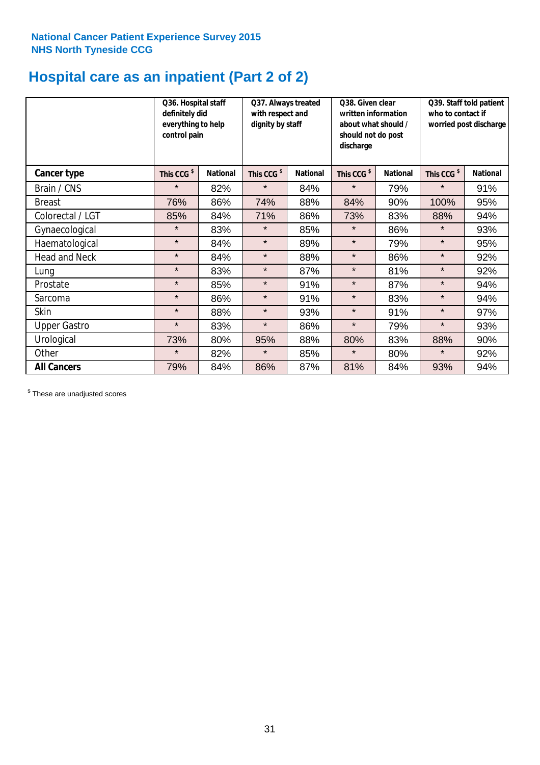**National Cancer Patient Experience Survey 2015**
**NHS North Tyneside CCG**

# Hospital care as an inpatient (Part 2 of 2)

| | Q36. Hospital staff definitely did everything to help control pain | | Q37. Always treated with respect and dignity by staff | | Q38. Given clear written information about what should / should not do post discharge | | Q39. Staff told patient who to contact if worried post discharge | |
|---|---|---|---|---|---|---|---|---|
| **Cancer type** | **This CCG $** | **National** | **This CCG $** | **National** | **This CCG $** | **National** | **This CCG $** | **National** |
| Brain / CNS | * | 82% | * | 84% | * | 79% | * | 91% |
| Breast | 76% | 86% | 74% | 88% | 84% | 90% | 100% | 95% |
| Colorectal / LGT | 85% | 84% | 71% | 86% | 73% | 83% | 88% | 94% |
| Gynaecological | * | 83% | * | 85% | * | 86% | * | 93% |
| Haematological | * | 84% | * | 89% | * | 79% | * | 95% |
| Head and Neck | * | 84% | * | 88% | * | 86% | * | 92% |
| Lung | * | 83% | * | 87% | * | 81% | * | 92% |
| Prostate | * | 85% | * | 91% | * | 87% | * | 94% |
| Sarcoma | * | 86% | * | 91% | * | 83% | * | 94% |
| Skin | * | 88% | * | 93% | * | 91% | * | 97% |
| Upper Gastro | * | 83% | * | 86% | * | 79% | * | 93% |
| Urological | 73% | 80% | 95% | 88% | 80% | 83% | 88% | 90% |
| Other | * | 82% | * | 85% | * | 80% | * | 92% |
| **All Cancers** | 79% | 84% | 86% | 87% | 81% | 84% | 93% | 94% |

$ These are unadjusted scores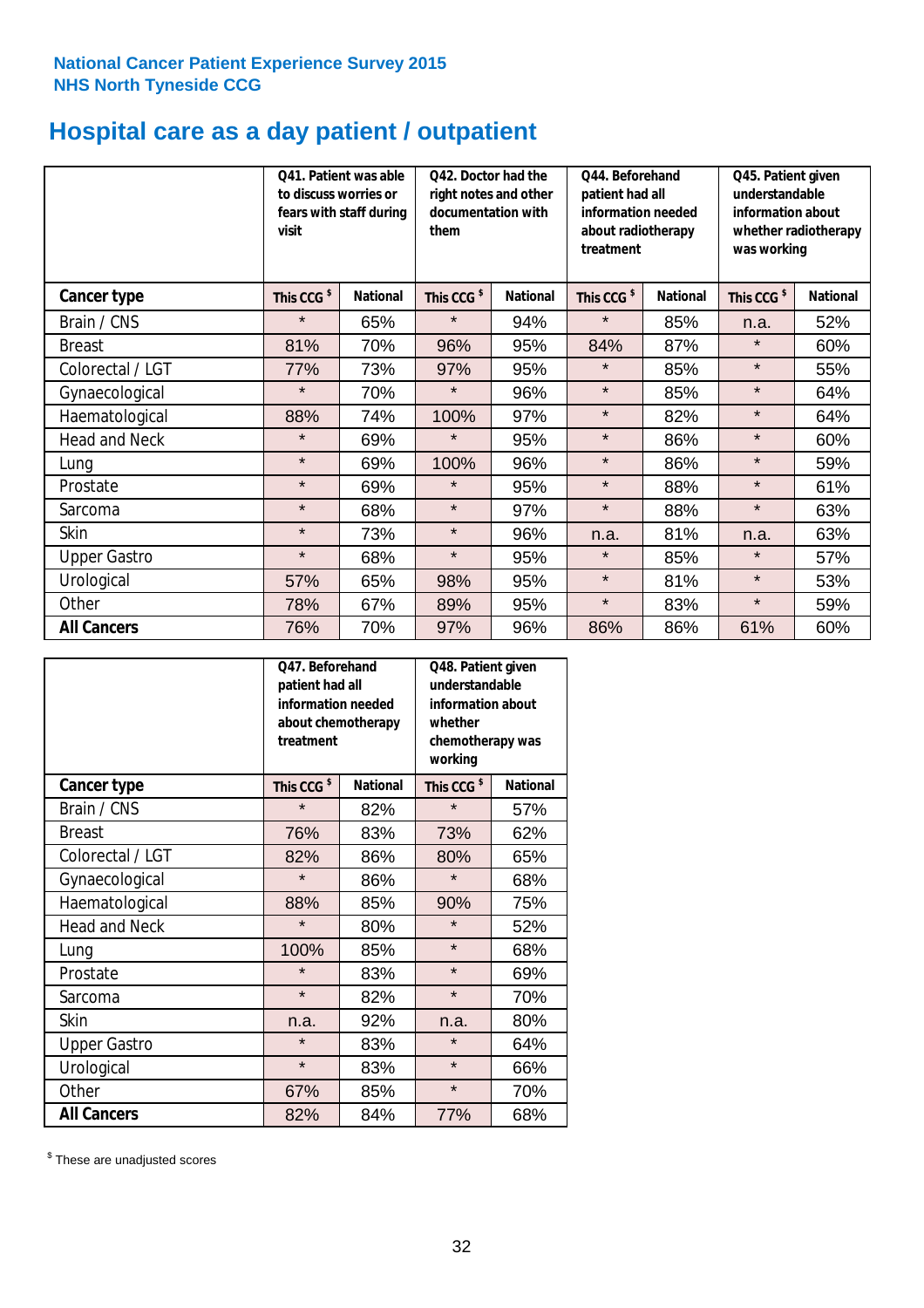**National Cancer Patient Experience Survey 2015**
**NHS North Tyneside CCG**

# Hospital care as a day patient / outpatient

| | Q41. Patient was able to discuss worries or fears with staff during visit | | Q42. Doctor had the right notes and other documentation with them | | Q44. Beforehand patient had all information needed about radiotherapy treatment | | Q45. Patient given understandable information about whether radiotherapy was working | |
|---|---|---|---|---|---|---|---|---|
| **Cancer type** | **This CCG $** | **National** | **This CCG $** | **National** | **This CCG $** | **National** | **This CCG $** | **National** |
| Brain / CNS | * | 65% | * | 94% | * | 85% | n.a. | 52% |
| Breast | 81% | 70% | 96% | 95% | 84% | 87% | * | 60% |
| Colorectal / LGT | 77% | 73% | 97% | 95% | * | 85% | * | 55% |
| Gynaecological | * | 70% | * | 96% | * | 85% | * | 64% |
| Haematological | 88% | 74% | 100% | 97% | * | 82% | * | 64% |
| Head and Neck | * | 69% | * | 95% | * | 86% | * | 60% |
| Lung | * | 69% | 100% | 96% | * | 86% | * | 59% |
| Prostate | * | 69% | * | 95% | * | 88% | * | 61% |
| Sarcoma | * | 68% | * | 97% | * | 88% | * | 63% |
| Skin | * | 73% | * | 96% | n.a. | 81% | n.a. | 63% |
| Upper Gastro | * | 68% | * | 95% | * | 85% | * | 57% |
| Urological | 57% | 65% | 98% | 95% | * | 81% | * | 53% |
| Other | 78% | 67% | 89% | 95% | * | 83% | * | 59% |
| **All Cancers** | 76% | 70% | 97% | 96% | 86% | 86% | 61% | 60% |

| | Q47. Beforehand patient had all information needed about chemotherapy treatment | | Q48. Patient given understandable information about whether chemotherapy was working | |
|---|---|---|---|---|
| **Cancer type** | **This CCG $** | **National** | **This CCG $** | **National** |
| Brain / CNS | * | 82% | * | 57% |
| Breast | 76% | 83% | 73% | 62% |
| Colorectal / LGT | 82% | 86% | 80% | 65% |
| Gynaecological | * | 86% | * | 68% |
| Haematological | 88% | 85% | 90% | 75% |
| Head and Neck | * | 80% | * | 52% |
| Lung | 100% | 85% | * | 68% |
| Prostate | * | 83% | * | 69% |
| Sarcoma | * | 82% | * | 70% |
| Skin | n.a. | 92% | n.a. | 80% |
| Upper Gastro | * | 83% | * | 64% |
| Urological | * | 83% | * | 66% |
| Other | 67% | 85% | * | 70% |
| **All Cancers** | 82% | 84% | 77% | 68% |

$ These are unadjusted scores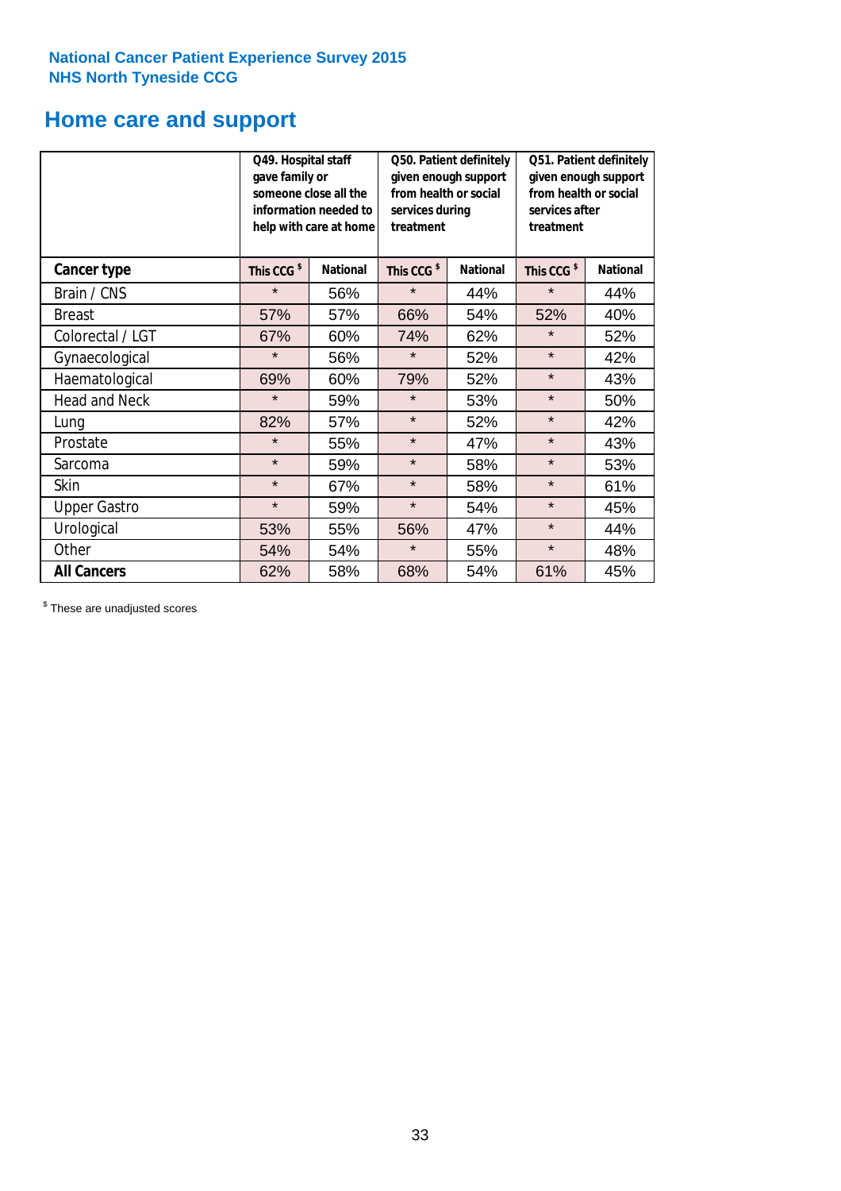**National Cancer Patient Experience Survey 2015**
**NHS North Tyneside CCG**

# Home care and support

| | Q49. Hospital staff gave family or someone close all the information needed to help with care at home | | Q50. Patient definitely given enough support from health or social services during treatment | | Q51. Patient definitely given enough support from health or social services after treatment | |
|---|---|---|---|---|---|---|
| **Cancer type** | **This CCG $** | **National** | **This CCG $** | **National** | **This CCG $** | **National** |
| Brain / CNS | * | 56% | * | 44% | * | 44% |
| Breast | 57% | 57% | 66% | 54% | 52% | 40% |
| Colorectal / LGT | 67% | 60% | 74% | 62% | * | 52% |
| Gynaecological | * | 56% | * | 52% | * | 42% |
| Haematological | 69% | 60% | 79% | 52% | * | 43% |
| Head and Neck | * | 59% | * | 53% | * | 50% |
| Lung | 82% | 57% | * | 52% | * | 42% |
| Prostate | * | 55% | * | 47% | * | 43% |
| Sarcoma | * | 59% | * | 58% | * | 53% |
| Skin | * | 67% | * | 58% | * | 61% |
| Upper Gastro | * | 59% | * | 54% | * | 45% |
| Urological | 53% | 55% | 56% | 47% | * | 44% |
| Other | 54% | 54% | * | 55% | * | 48% |
| **All Cancers** | 62% | 58% | 68% | 54% | 61% | 45% |

$ These are unadjusted scores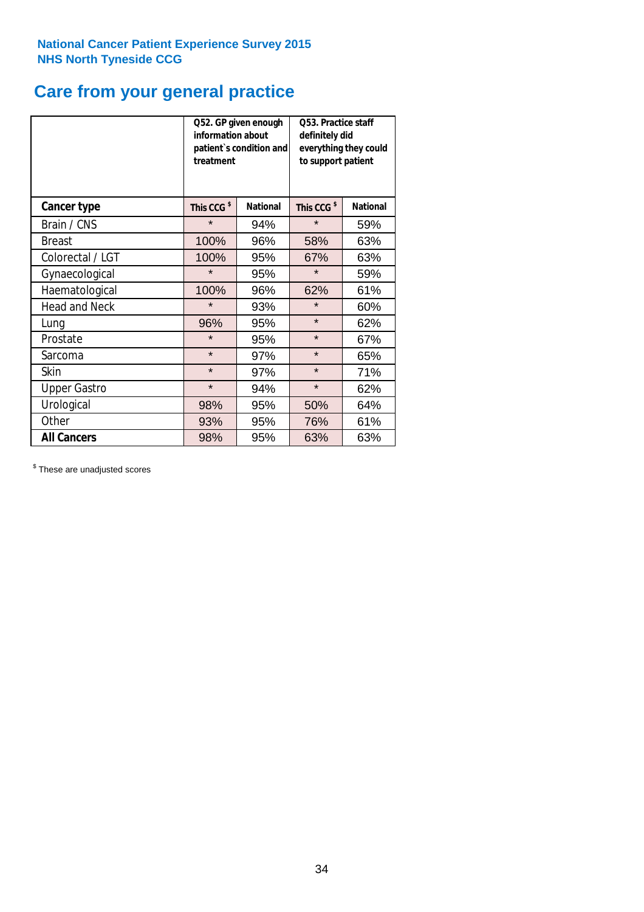**National Cancer Patient Experience Survey 2015**
**NHS North Tyneside CCG**

# Care from your general practice

| | Q52. GP given enough information about patient`s condition and treatment | | Q53. Practice staff definitely did everything they could to support patient | |
|---|---|---|---|---|
| **Cancer type** | **This CCG $** | **National** | **This CCG $** | **National** |
| Brain / CNS | * | 94% | * | 59% |
| Breast | 100% | 96% | 58% | 63% |
| Colorectal / LGT | 100% | 95% | 67% | 63% |
| Gynaecological | * | 95% | * | 59% |
| Haematological | 100% | 96% | 62% | 61% |
| Head and Neck | * | 93% | * | 60% |
| Lung | 96% | 95% | * | 62% |
| Prostate | * | 95% | * | 67% |
| Sarcoma | * | 97% | * | 65% |
| Skin | * | 97% | * | 71% |
| Upper Gastro | * | 94% | * | 62% |
| Urological | 98% | 95% | 50% | 64% |
| Other | 93% | 95% | 76% | 61% |
| **All Cancers** | 98% | 95% | 63% | 63% |

$ These are unadjusted scores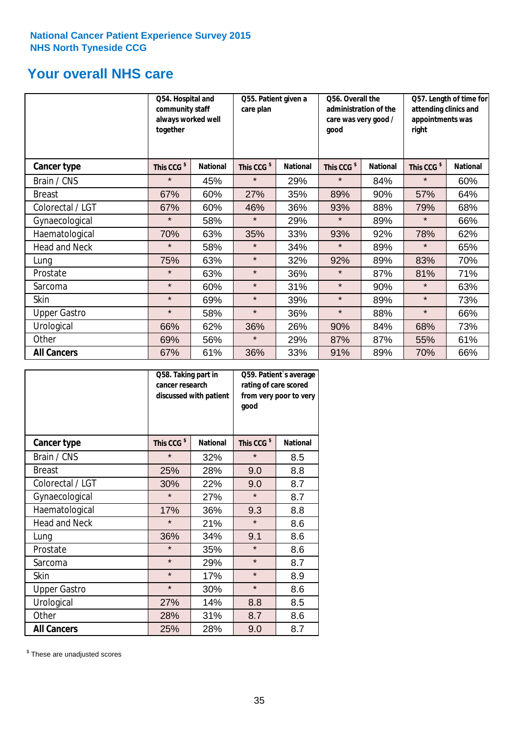National Cancer Patient Experience Survey 2015
NHS North Tyneside CCG

# Your overall NHS care

| Cancer type | Q54. Hospital and community staff always worked well together | | Q55. Patient given a care plan | | Q56. Overall the administration of the care was very good / good | | Q57. Length of time for attending clinics and appointments was right | |
|---|---|---|---|---|---|---|---|---|
| | This CCG $ | National | This CCG $ | National | This CCG $ | National | This CCG $ | National |
| Brain / CNS | * | 45% | * | 29% | * | 84% | * | 60% |
| Breast | 67% | 60% | 27% | 35% | 89% | 90% | 57% | 64% |
| Colorectal / LGT | 67% | 60% | 46% | 36% | 93% | 88% | 79% | 68% |
| Gynaecological | * | 58% | * | 29% | * | 89% | * | 66% |
| Haematological | 70% | 63% | 35% | 33% | 93% | 92% | 78% | 62% |
| Head and Neck | * | 58% | * | 34% | * | 89% | * | 65% |
| Lung | 75% | 63% | * | 32% | 92% | 89% | 83% | 70% |
| Prostate | * | 63% | * | 36% | * | 87% | 81% | 71% |
| Sarcoma | * | 60% | * | 31% | * | 90% | * | 63% |
| Skin | * | 69% | * | 39% | * | 89% | * | 73% |
| Upper Gastro | * | 58% | * | 36% | * | 88% | * | 66% |
| Urological | 66% | 62% | 36% | 26% | 90% | 84% | 68% | 73% |
| Other | 69% | 56% | * | 29% | 87% | 87% | 55% | 61% |
| **All Cancers** | 67% | 61% | 36% | 33% | 91% | 89% | 70% | 66% |

| Cancer type | Q58. Taking part in cancer research discussed with patient | | Q59. Patient`s average rating of care scored from very poor to very good | |
|---|---|---|---|---|
| | This CCG $ | National | This CCG $ | National |
| Brain / CNS | * | 32% | * | 8.5 |
| Breast | 25% | 28% | 9.0 | 8.8 |
| Colorectal / LGT | 30% | 22% | 9.0 | 8.7 |
| Gynaecological | * | 27% | * | 8.7 |
| Haematological | 17% | 36% | 9.3 | 8.8 |
| Head and Neck | * | 21% | * | 8.6 |
| Lung | 36% | 34% | 9.1 | 8.6 |
| Prostate | * | 35% | * | 8.6 |
| Sarcoma | * | 29% | * | 8.7 |
| Skin | * | 17% | * | 8.9 |
| Upper Gastro | * | 30% | * | 8.6 |
| Urological | 27% | 14% | 8.8 | 8.5 |
| Other | 28% | 31% | 8.7 | 8.6 |
| **All Cancers** | 25% | 28% | 9.0 | 8.7 |

$ These are unadjusted scores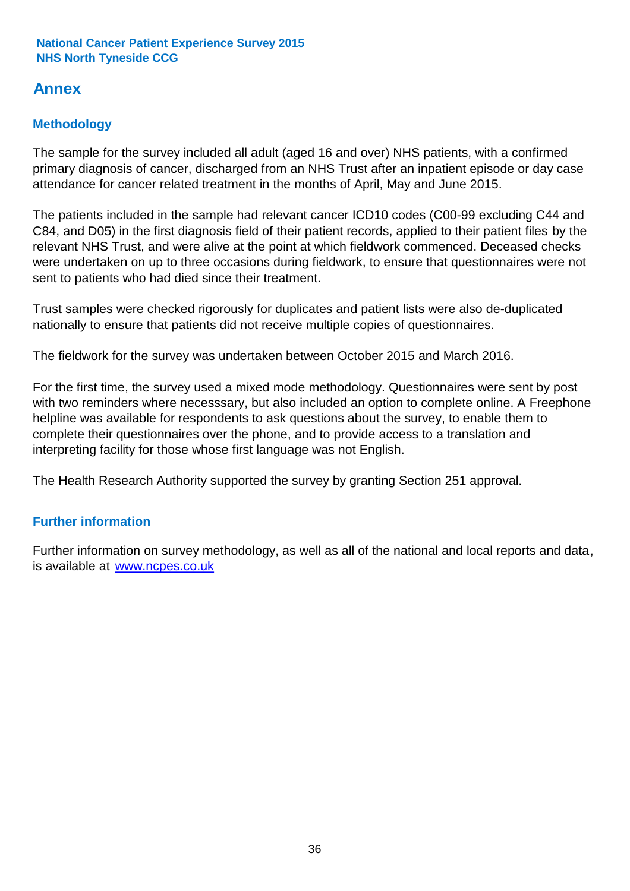## Annex

### Methodology

The sample for the survey included all adult (aged 16 and over) NHS patients, with a confirmed primary diagnosis of cancer, discharged from an NHS Trust after an inpatient episode or day case attendance for cancer related treatment in the months of April, May and June 2015.

The patients included in the sample had relevant cancer ICD10 codes (C00-99 excluding C44 and C84, and D05) in the first diagnosis field of their patient records, applied to their patient files by the relevant NHS Trust, and were alive at the point at which fieldwork commenced. Deceased checks were undertaken on up to three occasions during fieldwork, to ensure that questionnaires were not sent to patients who had died since their treatment.

Trust samples were checked rigorously for duplicates and patient lists were also de-duplicated nationally to ensure that patients did not receive multiple copies of questionnaires.

The fieldwork for the survey was undertaken between October 2015 and March 2016.

For the first time, the survey used a mixed mode methodology. Questionnaires were sent by post with two reminders where necesssary, but also included an option to complete online. A Freephone helpline was available for respondents to ask questions about the survey, to enable them to complete their questionnaires over the phone, and to provide access to a translation and interpreting facility for those whose first language was not English.

The Health Research Authority supported the survey by granting Section 251 approval.

### Further information

Further information on survey methodology, as well as all of the national and local reports and data, is available at [www.ncpes.co.uk](http://www.ncpes.co.uk)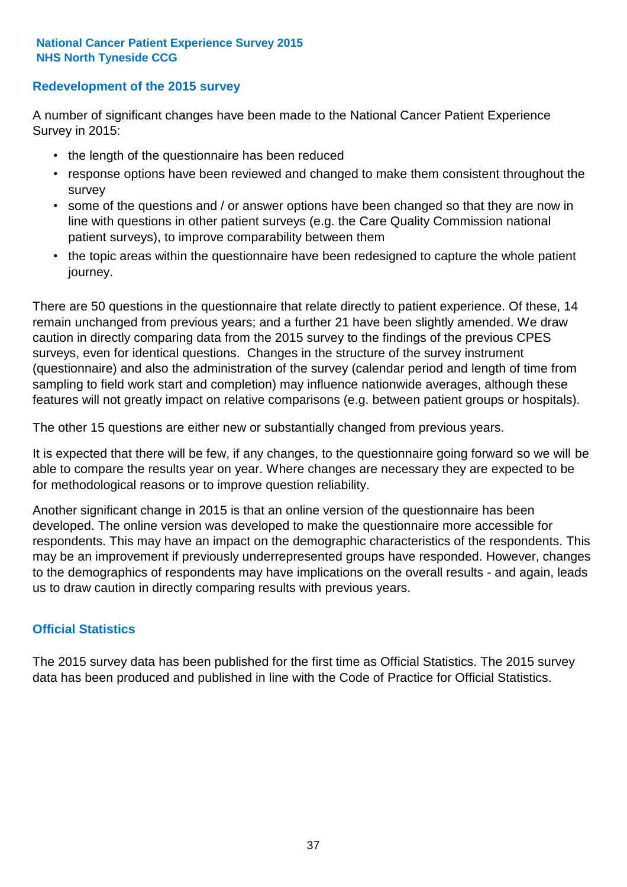**National Cancer Patient Experience Survey 2015**
**NHS North Tyneside CCG**

## Redevelopment of the 2015 survey

A number of significant changes have been made to the National Cancer Patient Experience Survey in 2015:

- the length of the questionnaire has been reduced
- response options have been reviewed and changed to make them consistent throughout the survey
- some of the questions and / or answer options have been changed so that they are now in line with questions in other patient surveys (e.g. the Care Quality Commission national patient surveys), to improve comparability between them
- the topic areas within the questionnaire have been redesigned to capture the whole patient journey.

There are 50 questions in the questionnaire that relate directly to patient experience. Of these, 14 remain unchanged from previous years; and a further 21 have been slightly amended. We draw caution in directly comparing data from the 2015 survey to the findings of the previous CPES surveys, even for identical questions. Changes in the structure of the survey instrument (questionnaire) and also the administration of the survey (calendar period and length of time from sampling to field work start and completion) may influence nationwide averages, although these features will not greatly impact on relative comparisons (e.g. between patient groups or hospitals).

The other 15 questions are either new or substantially changed from previous years.

It is expected that there will be few, if any changes, to the questionnaire going forward so we will be able to compare the results year on year. Where changes are necessary they are expected to be for methodological reasons or to improve question reliability.

Another significant change in 2015 is that an online version of the questionnaire has been developed. The online version was developed to make the questionnaire more accessible for respondents. This may have an impact on the demographic characteristics of the respondents. This may be an improvement if previously underrepresented groups have responded. However, changes to the demographics of respondents may have implications on the overall results - and again, leads us to draw caution in directly comparing results with previous years.

## Official Statistics

The 2015 survey data has been published for the first time as Official Statistics. The 2015 survey data has been produced and published in line with the Code of Practice for Official Statistics.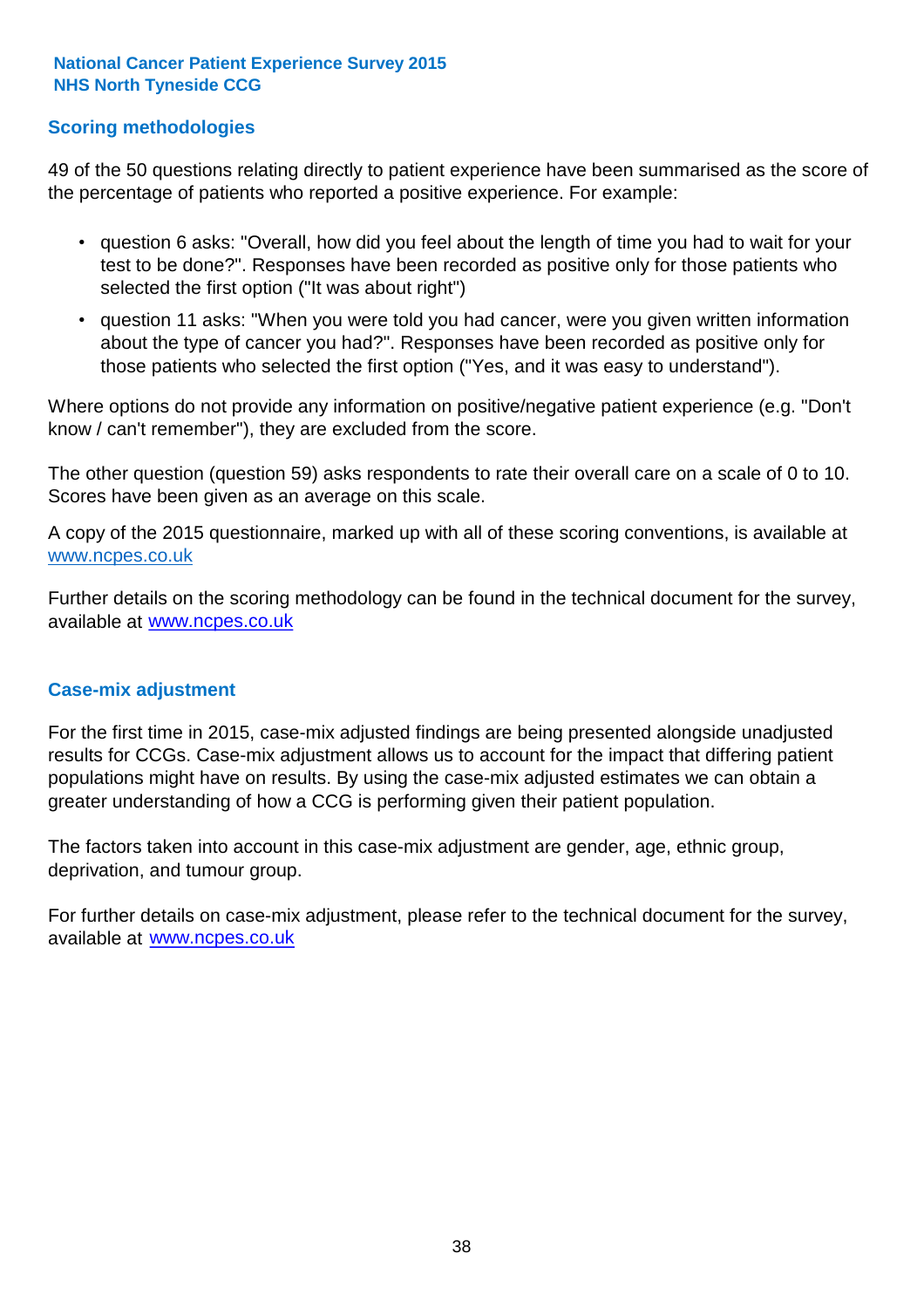## Scoring methodologies

49 of the 50 questions relating directly to patient experience have been summarised as the score of the percentage of patients who reported a positive experience. For example:

- question 6 asks: "Overall, how did you feel about the length of time you had to wait for your test to be done?". Responses have been recorded as positive only for those patients who selected the first option ("It was about right")
- question 11 asks: "When you were told you had cancer, were you given written information about the type of cancer you had?". Responses have been recorded as positive only for those patients who selected the first option ("Yes, and it was easy to understand").

Where options do not provide any information on positive/negative patient experience (e.g. "Don't know / can't remember"), they are excluded from the score.

The other question (question 59) asks respondents to rate their overall care on a scale of 0 to 10. Scores have been given as an average on this scale.

A copy of the 2015 questionnaire, marked up with all of these scoring conventions, is available at www.ncpes.co.uk

Further details on the scoring methodology can be found in the technical document for the survey, available at www.ncpes.co.uk

## Case-mix adjustment

For the first time in 2015, case-mix adjusted findings are being presented alongside unadjusted results for CCGs. Case-mix adjustment allows us to account for the impact that differing patient populations might have on results. By using the case-mix adjusted estimates we can obtain a greater understanding of how a CCG is performing given their patient population.

The factors taken into account in this case-mix adjustment are gender, age, ethnic group, deprivation, and tumour group.

For further details on case-mix adjustment, please refer to the technical document for the survey, available at www.ncpes.co.uk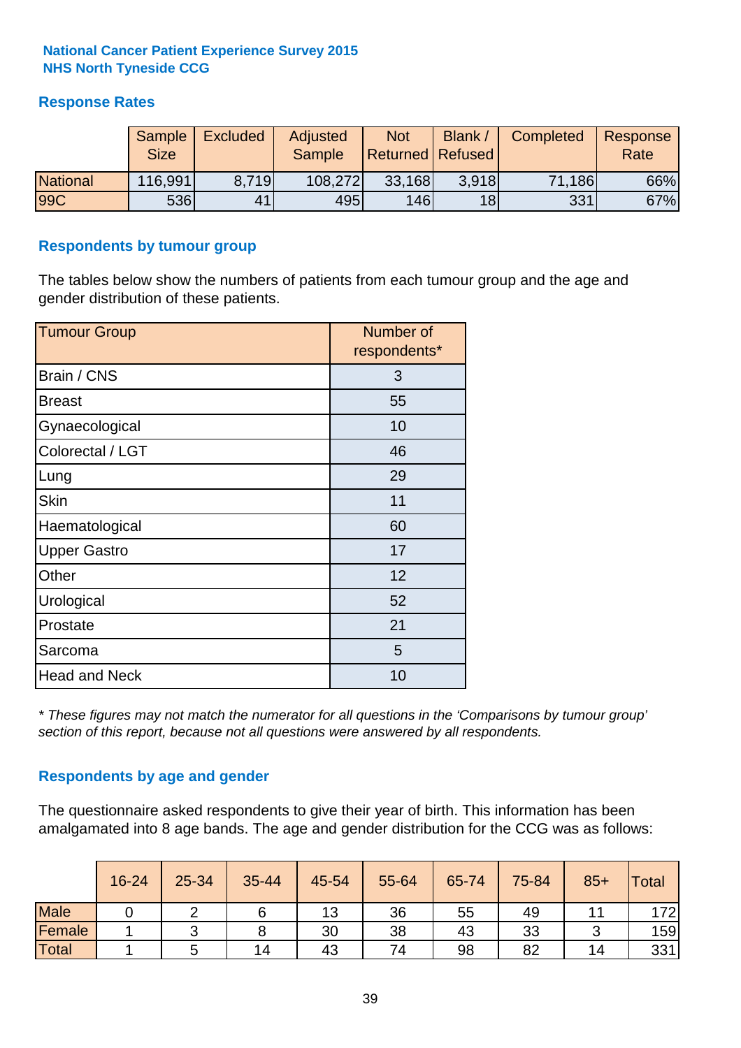**National Cancer Patient Experience Survey 2015**
**NHS North Tyneside CCG**

## Response Rates

| | Sample Size | Excluded | Adjusted Sample | Not Returned | Blank / Refused | Completed | Response Rate |
|---|---|---|---|---|---|---|---|
| National | 116,991 | 8,719 | 108,272 | 33,168 | 3,918 | 71,186 | 66% |
| 99C | 536 | 41 | 495 | 146 | 18 | 331 | 67% |

## Respondents by tumour group

The tables below show the numbers of patients from each tumour group and the age and gender distribution of these patients.

| Tumour Group | Number of respondents* |
|---|---|
| Brain / CNS | 3 |
| Breast | 55 |
| Gynaecological | 10 |
| Colorectal / LGT | 46 |
| Lung | 29 |
| Skin | 11 |
| Haematological | 60 |
| Upper Gastro | 17 |
| Other | 12 |
| Urological | 52 |
| Prostate | 21 |
| Sarcoma | 5 |
| Head and Neck | 10 |

*\* These figures may not match the numerator for all questions in the 'Comparisons by tumour group' section of this report, because not all questions were answered by all respondents.*

## Respondents by age and gender

The questionnaire asked respondents to give their year of birth. This information has been amalgamated into 8 age bands. The age and gender distribution for the CCG was as follows:

| | 16-24 | 25-34 | 35-44 | 45-54 | 55-64 | 65-74 | 75-84 | 85+ | Total |
|---|---|---|---|---|---|---|---|---|---|
| Male | 0 | 2 | 6 | 13 | 36 | 55 | 49 | 11 | 172 |
| Female | 1 | 3 | 8 | 30 | 38 | 43 | 33 | 3 | 159 |
| Total | 1 | 5 | 14 | 43 | 74 | 98 | 82 | 14 | 331 |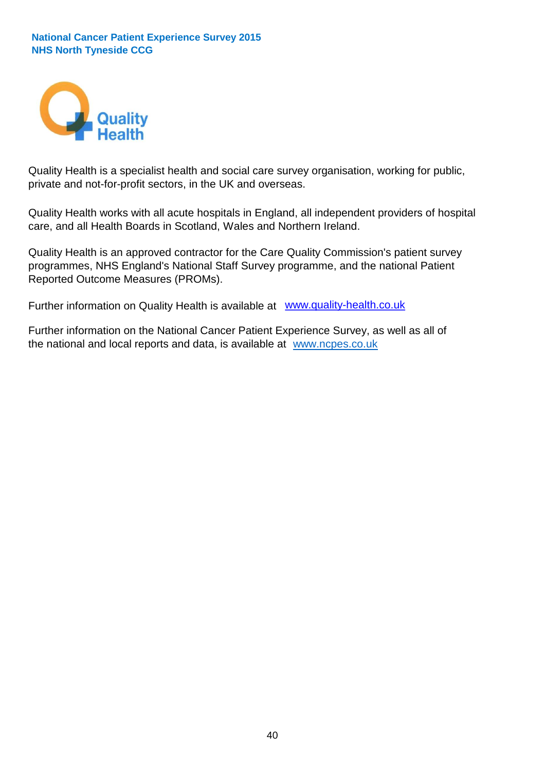Quality Health

Quality Health is a specialist health and social care survey organisation, working for public, private and not-for-profit sectors, in the UK and overseas.

Quality Health works with all acute hospitals in England, all independent providers of hospital care, and all Health Boards in Scotland, Wales and Northern Ireland.

Quality Health is an approved contractor for the Care Quality Commission's patient survey programmes, NHS England's National Staff Survey programme, and the national Patient Reported Outcome Measures (PROMs).

Further information on Quality Health is available at www.quality-health.co.uk

Further information on the National Cancer Patient Experience Survey, as well as all of the national and local reports and data, is available at www.ncpes.co.uk